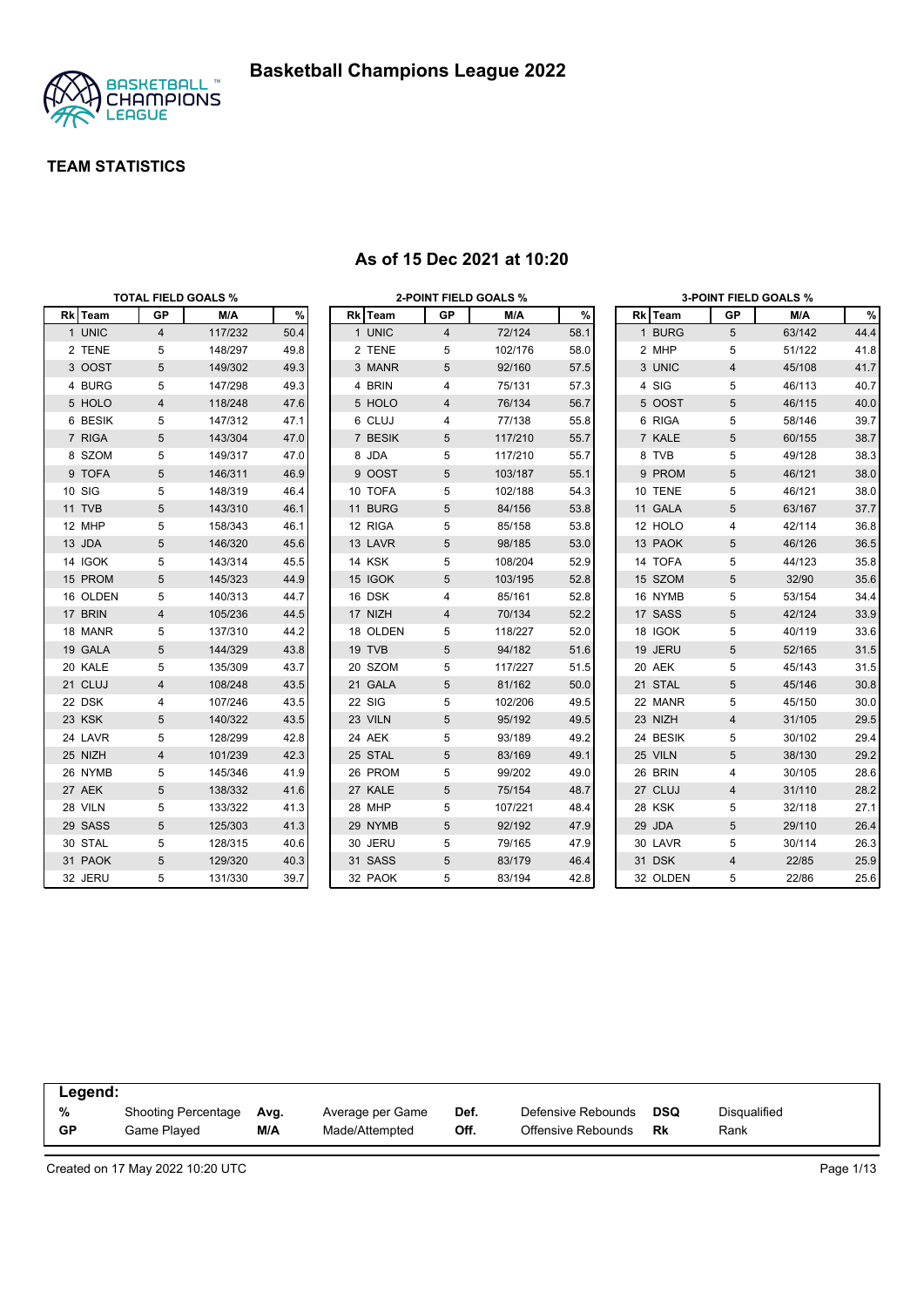# Basketball Champions League 2022

## TEAM STATISTICS

### As of 15 Dec 2021 at 10:20

**TOTAL FIELD GOALS %**

| Rk | Team | GP | M/A | % |
|---|---|---|---|---|
| 1 | UNIC | 4 | 117/232 | 50.4 |
| 2 | TENE | 5 | 148/297 | 49.8 |
| 3 | OOST | 5 | 149/302 | 49.3 |
| 4 | BURG | 5 | 147/298 | 49.3 |
| 5 | HOLO | 4 | 118/248 | 47.6 |
| 6 | BESIK | 5 | 147/312 | 47.1 |
| 7 | RIGA | 5 | 143/304 | 47.0 |
| 8 | SZOM | 5 | 149/317 | 47.0 |
| 9 | TOFA | 5 | 146/311 | 46.9 |
| 10 | SIG | 5 | 148/319 | 46.4 |
| 11 | TVB | 5 | 143/310 | 46.1 |
| 12 | MHP | 5 | 158/343 | 46.1 |
| 13 | JDA | 5 | 146/320 | 45.6 |
| 14 | IGOK | 5 | 143/314 | 45.5 |
| 15 | PROM | 5 | 145/323 | 44.9 |
| 16 | OLDEN | 5 | 140/313 | 44.7 |
| 17 | BRIN | 4 | 105/236 | 44.5 |
| 18 | MANR | 5 | 137/310 | 44.2 |
| 19 | GALA | 5 | 144/329 | 43.8 |
| 20 | KALE | 5 | 135/309 | 43.7 |
| 21 | CLUJ | 4 | 108/248 | 43.5 |
| 22 | DSK | 4 | 107/246 | 43.5 |
| 23 | KSK | 5 | 140/322 | 43.5 |
| 24 | LAVR | 5 | 128/299 | 42.8 |
| 25 | NIZH | 4 | 101/239 | 42.3 |
| 26 | NYMB | 5 | 145/346 | 41.9 |
| 27 | AEK | 5 | 138/332 | 41.6 |
| 28 | VILN | 5 | 133/322 | 41.3 |
| 29 | SASS | 5 | 125/303 | 41.3 |
| 30 | STAL | 5 | 128/315 | 40.6 |
| 31 | PAOK | 5 | 129/320 | 40.3 |
| 32 | JERU | 5 | 131/330 | 39.7 |

**2-POINT FIELD GOALS %**

| Rk | Team | GP | M/A | % |
|---|---|---|---|---|
| 1 | UNIC | 4 | 72/124 | 58.1 |
| 2 | TENE | 5 | 102/176 | 58.0 |
| 3 | MANR | 5 | 92/160 | 57.5 |
| 4 | BRIN | 4 | 75/131 | 57.3 |
| 5 | HOLO | 4 | 76/134 | 56.7 |
| 6 | CLUJ | 4 | 77/138 | 55.8 |
| 7 | BESIK | 5 | 117/210 | 55.7 |
| 8 | JDA | 5 | 117/210 | 55.7 |
| 9 | OOST | 5 | 103/187 | 55.1 |
| 10 | TOFA | 5 | 102/188 | 54.3 |
| 11 | BURG | 5 | 84/156 | 53.8 |
| 12 | RIGA | 5 | 85/158 | 53.8 |
| 13 | LAVR | 5 | 98/185 | 53.0 |
| 14 | KSK | 5 | 108/204 | 52.9 |
| 15 | IGOK | 5 | 103/195 | 52.8 |
| 16 | DSK | 4 | 85/161 | 52.8 |
| 17 | NIZH | 4 | 70/134 | 52.2 |
| 18 | OLDEN | 5 | 118/227 | 52.0 |
| 19 | TVB | 5 | 94/182 | 51.6 |
| 20 | SZOM | 5 | 117/227 | 51.5 |
| 21 | GALA | 5 | 81/162 | 50.0 |
| 22 | SIG | 5 | 102/206 | 49.5 |
| 23 | VILN | 5 | 95/192 | 49.5 |
| 24 | AEK | 5 | 93/189 | 49.2 |
| 25 | STAL | 5 | 83/169 | 49.1 |
| 26 | PROM | 5 | 99/202 | 49.0 |
| 27 | KALE | 5 | 75/154 | 48.7 |
| 28 | MHP | 5 | 107/221 | 48.4 |
| 29 | NYMB | 5 | 92/192 | 47.9 |
| 30 | JERU | 5 | 79/165 | 47.9 |
| 31 | SASS | 5 | 83/179 | 46.4 |
| 32 | PAOK | 5 | 83/194 | 42.8 |

**3-POINT FIELD GOALS %**

| Rk | Team | GP | M/A | % |
|---|---|---|---|---|
| 1 | BURG | 5 | 63/142 | 44.4 |
| 2 | MHP | 5 | 51/122 | 41.8 |
| 3 | UNIC | 4 | 45/108 | 41.7 |
| 4 | SIG | 5 | 46/113 | 40.7 |
| 5 | OOST | 5 | 46/115 | 40.0 |
| 6 | RIGA | 5 | 58/146 | 39.7 |
| 7 | KALE | 5 | 60/155 | 38.7 |
| 8 | TVB | 5 | 49/128 | 38.3 |
| 9 | PROM | 5 | 46/121 | 38.0 |
| 10 | TENE | 5 | 46/121 | 38.0 |
| 11 | GALA | 5 | 63/167 | 37.7 |
| 12 | HOLO | 4 | 42/114 | 36.8 |
| 13 | PAOK | 5 | 46/126 | 36.5 |
| 14 | TOFA | 5 | 44/123 | 35.8 |
| 15 | SZOM | 5 | 32/90 | 35.6 |
| 16 | NYMB | 5 | 53/154 | 34.4 |
| 17 | SASS | 5 | 42/124 | 33.9 |
| 18 | IGOK | 5 | 40/119 | 33.6 |
| 19 | JERU | 5 | 52/165 | 31.5 |
| 20 | AEK | 5 | 45/143 | 31.5 |
| 21 | STAL | 5 | 45/146 | 30.8 |
| 22 | MANR | 5 | 45/150 | 30.0 |
| 23 | NIZH | 4 | 31/105 | 29.5 |
| 24 | BESIK | 5 | 30/102 | 29.4 |
| 25 | VILN | 5 | 38/130 | 29.2 |
| 26 | BRIN | 4 | 30/105 | 28.6 |
| 27 | CLUJ | 4 | 31/110 | 28.2 |
| 28 | KSK | 5 | 32/118 | 27.1 |
| 29 | JDA | 5 | 29/110 | 26.4 |
| 30 | LAVR | 5 | 30/114 | 26.3 |
| 31 | DSK | 4 | 22/85 | 25.9 |
| 32 | OLDEN | 5 | 22/86 | 25.6 |

**Legend:**

| | | | | | | | |
|---|---|---|---|---|---|---|---|
| % | Shooting Percentage | Avg. | Average per Game | Def. | Defensive Rebounds | DSQ | Disqualified |
| GP | Game Played | M/A | Made/Attempted | Off. | Offensive Rebounds | Rk | Rank |

Created on 17 May 2022 10:20 UTC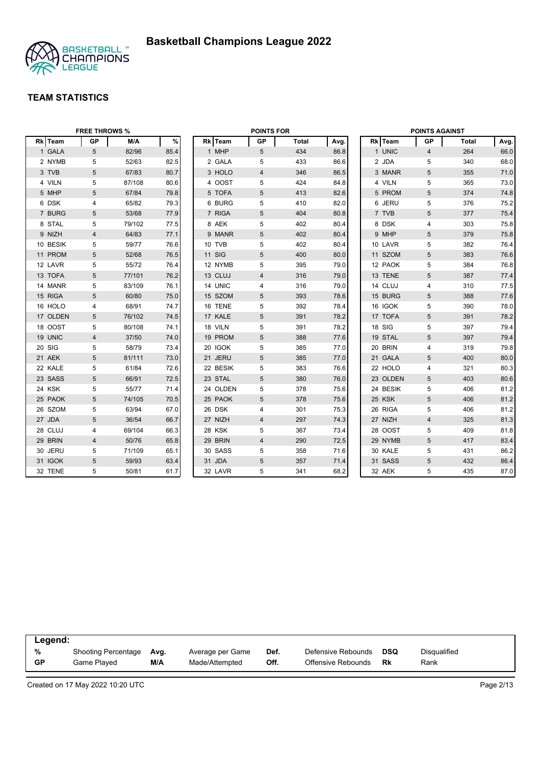# Basketball Champions League 2022

## TEAM STATISTICS

### FREE THROWS %

| Rk | Team | GP | M/A | % |
|---|---|---|---|---|
| 1 | GALA | 5 | 82/96 | 85.4 |
| 2 | NYMB | 5 | 52/63 | 82.5 |
| 3 | TVB | 5 | 67/83 | 80.7 |
| 4 | VILN | 5 | 87/108 | 80.6 |
| 5 | MHP | 5 | 67/84 | 79.8 |
| 6 | DSK | 4 | 65/82 | 79.3 |
| 7 | BURG | 5 | 53/68 | 77.9 |
| 8 | STAL | 5 | 79/102 | 77.5 |
| 9 | NIZH | 4 | 64/83 | 77.1 |
| 10 | BESIK | 5 | 59/77 | 76.6 |
| 11 | PROM | 5 | 52/68 | 76.5 |
| 12 | LAVR | 5 | 55/72 | 76.4 |
| 13 | TOFA | 5 | 77/101 | 76.2 |
| 14 | MANR | 5 | 83/109 | 76.1 |
| 15 | RIGA | 5 | 60/80 | 75.0 |
| 16 | HOLO | 4 | 68/91 | 74.7 |
| 17 | OLDEN | 5 | 76/102 | 74.5 |
| 18 | OOST | 5 | 80/108 | 74.1 |
| 19 | UNIC | 4 | 37/50 | 74.0 |
| 20 | SIG | 5 | 58/79 | 73.4 |
| 21 | AEK | 5 | 81/111 | 73.0 |
| 22 | KALE | 5 | 61/84 | 72.6 |
| 23 | SASS | 5 | 66/91 | 72.5 |
| 24 | KSK | 5 | 55/77 | 71.4 |
| 25 | PAOK | 5 | 74/105 | 70.5 |
| 26 | SZOM | 5 | 63/94 | 67.0 |
| 27 | JDA | 5 | 36/54 | 66.7 |
| 28 | CLUJ | 4 | 69/104 | 66.3 |
| 29 | BRIN | 4 | 50/76 | 65.8 |
| 30 | JERU | 5 | 71/109 | 65.1 |
| 31 | IGOK | 5 | 59/93 | 63.4 |
| 32 | TENE | 5 | 50/81 | 61.7 |

### POINTS FOR

| Rk | Team | GP | Total | Avg. |
|---|---|---|---|---|
| 1 | MHP | 5 | 434 | 86.8 |
| 2 | GALA | 5 | 433 | 86.6 |
| 3 | HOLO | 4 | 346 | 86.5 |
| 4 | OOST | 5 | 424 | 84.8 |
| 5 | TOFA | 5 | 413 | 82.6 |
| 6 | BURG | 5 | 410 | 82.0 |
| 7 | RIGA | 5 | 404 | 80.8 |
| 8 | AEK | 5 | 402 | 80.4 |
| 9 | MANR | 5 | 402 | 80.4 |
| 10 | TVB | 5 | 402 | 80.4 |
| 11 | SIG | 5 | 400 | 80.0 |
| 12 | NYMB | 5 | 395 | 79.0 |
| 13 | CLUJ | 4 | 316 | 79.0 |
| 14 | UNIC | 4 | 316 | 79.0 |
| 15 | SZOM | 5 | 393 | 78.6 |
| 16 | TENE | 5 | 392 | 78.4 |
| 17 | KALE | 5 | 391 | 78.2 |
| 18 | VILN | 5 | 391 | 78.2 |
| 19 | PROM | 5 | 388 | 77.6 |
| 20 | IGOK | 5 | 385 | 77.0 |
| 21 | JERU | 5 | 385 | 77.0 |
| 22 | BESIK | 5 | 383 | 76.6 |
| 23 | STAL | 5 | 380 | 76.0 |
| 24 | OLDEN | 5 | 378 | 75.6 |
| 25 | PAOK | 5 | 378 | 75.6 |
| 26 | DSK | 4 | 301 | 75.3 |
| 27 | NIZH | 4 | 297 | 74.3 |
| 28 | KSK | 5 | 367 | 73.4 |
| 29 | BRIN | 4 | 290 | 72.5 |
| 30 | SASS | 5 | 358 | 71.6 |
| 31 | JDA | 5 | 357 | 71.4 |
| 32 | LAVR | 5 | 341 | 68.2 |

### POINTS AGAINST

| Rk | Team | GP | Total | Avg. |
|---|---|---|---|---|
| 1 | UNIC | 4 | 264 | 66.0 |
| 2 | JDA | 5 | 340 | 68.0 |
| 3 | MANR | 5 | 355 | 71.0 |
| 4 | VILN | 5 | 365 | 73.0 |
| 5 | PROM | 5 | 374 | 74.8 |
| 6 | JERU | 5 | 376 | 75.2 |
| 7 | TVB | 5 | 377 | 75.4 |
| 8 | DSK | 4 | 303 | 75.8 |
| 9 | MHP | 5 | 379 | 75.8 |
| 10 | LAVR | 5 | 382 | 76.4 |
| 11 | SZOM | 5 | 383 | 76.6 |
| 12 | PAOK | 5 | 384 | 76.8 |
| 13 | TENE | 5 | 387 | 77.4 |
| 14 | CLUJ | 4 | 310 | 77.5 |
| 15 | BURG | 5 | 388 | 77.6 |
| 16 | IGOK | 5 | 390 | 78.0 |
| 17 | TOFA | 5 | 391 | 78.2 |
| 18 | SIG | 5 | 397 | 79.4 |
| 19 | STAL | 5 | 397 | 79.4 |
| 20 | BRIN | 4 | 319 | 79.8 |
| 21 | GALA | 5 | 400 | 80.0 |
| 22 | HOLO | 4 | 321 | 80.3 |
| 23 | OLDEN | 5 | 403 | 80.6 |
| 24 | BESIK | 5 | 406 | 81.2 |
| 25 | KSK | 5 | 406 | 81.2 |
| 26 | RIGA | 5 | 406 | 81.2 |
| 27 | NIZH | 4 | 325 | 81.3 |
| 28 | OOST | 5 | 409 | 81.8 |
| 29 | NYMB | 5 | 417 | 83.4 |
| 30 | KALE | 5 | 431 | 86.2 |
| 31 | SASS | 5 | 432 | 86.4 |
| 32 | AEK | 5 | 435 | 87.0 |

**Legend:**

| | | | | | | | |
|---|---|---|---|---|---|---|---|
| **%** | Shooting Percentage | **Avg.** | Average per Game | **Def.** | Defensive Rebounds | **DSQ** | Disqualified |
| **GP** | Game Played | **M/A** | Made/Attempted | **Off.** | Offensive Rebounds | **Rk** | Rank |

Created on 17 May 2022 10:20 UTC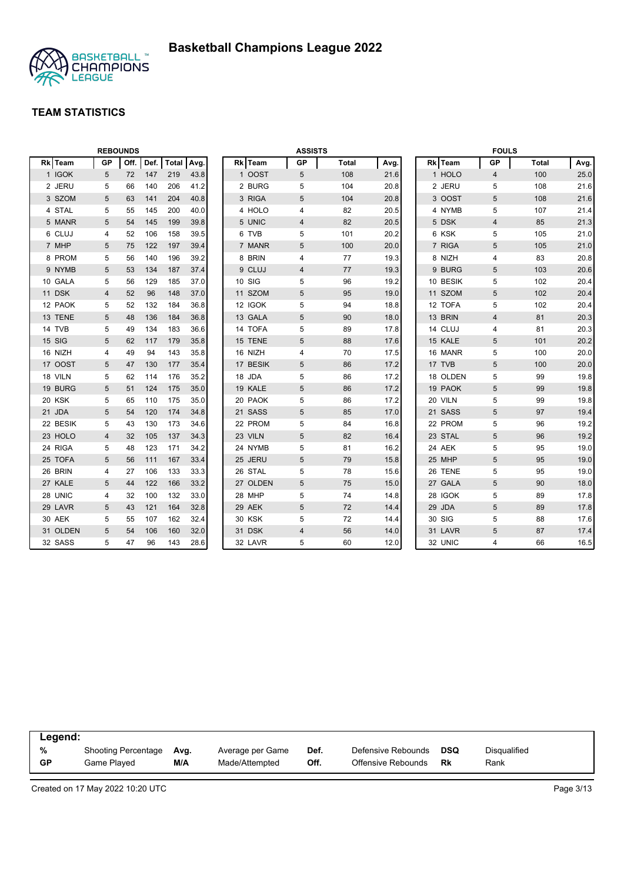# Basketball Champions League 2022

## TEAM STATISTICS

### REBOUNDS

| Rk | Team | GP | Off. | Def. | Total | Avg. |
|---|---|---|---|---|---|---|
| 1 | IGOK | 5 | 72 | 147 | 219 | 43.8 |
| 2 | JERU | 5 | 66 | 140 | 206 | 41.2 |
| 3 | SZOM | 5 | 63 | 141 | 204 | 40.8 |
| 4 | STAL | 5 | 55 | 145 | 200 | 40.0 |
| 5 | MANR | 5 | 54 | 145 | 199 | 39.8 |
| 6 | CLUJ | 4 | 52 | 106 | 158 | 39.5 |
| 7 | MHP | 5 | 75 | 122 | 197 | 39.4 |
| 8 | PROM | 5 | 56 | 140 | 196 | 39.2 |
| 9 | NYMB | 5 | 53 | 134 | 187 | 37.4 |
| 10 | GALA | 5 | 56 | 129 | 185 | 37.0 |
| 11 | DSK | 4 | 52 | 96 | 148 | 37.0 |
| 12 | PAOK | 5 | 52 | 132 | 184 | 36.8 |
| 13 | TENE | 5 | 48 | 136 | 184 | 36.8 |
| 14 | TVB | 5 | 49 | 134 | 183 | 36.6 |
| 15 | SIG | 5 | 62 | 117 | 179 | 35.8 |
| 16 | NIZH | 4 | 49 | 94 | 143 | 35.8 |
| 17 | OOST | 5 | 47 | 130 | 177 | 35.4 |
| 18 | VILN | 5 | 62 | 114 | 176 | 35.2 |
| 19 | BURG | 5 | 51 | 124 | 175 | 35.0 |
| 20 | KSK | 5 | 65 | 110 | 175 | 35.0 |
| 21 | JDA | 5 | 54 | 120 | 174 | 34.8 |
| 22 | BESIK | 5 | 43 | 130 | 173 | 34.6 |
| 23 | HOLO | 4 | 32 | 105 | 137 | 34.3 |
| 24 | RIGA | 5 | 48 | 123 | 171 | 34.2 |
| 25 | TOFA | 5 | 56 | 111 | 167 | 33.4 |
| 26 | BRIN | 4 | 27 | 106 | 133 | 33.3 |
| 27 | KALE | 5 | 44 | 122 | 166 | 33.2 |
| 28 | UNIC | 4 | 32 | 100 | 132 | 33.0 |
| 29 | LAVR | 5 | 43 | 121 | 164 | 32.8 |
| 30 | AEK | 5 | 55 | 107 | 162 | 32.4 |
| 31 | OLDEN | 5 | 54 | 106 | 160 | 32.0 |
| 32 | SASS | 5 | 47 | 96 | 143 | 28.6 |

### ASSISTS

| Rk | Team | GP | Total | Avg. |
|---|---|---|---|---|
| 1 | OOST | 5 | 108 | 21.6 |
| 2 | BURG | 5 | 104 | 20.8 |
| 3 | RIGA | 5 | 104 | 20.8 |
| 4 | HOLO | 4 | 82 | 20.5 |
| 5 | UNIC | 4 | 82 | 20.5 |
| 6 | TVB | 5 | 101 | 20.2 |
| 7 | MANR | 5 | 100 | 20.0 |
| 8 | BRIN | 4 | 77 | 19.3 |
| 9 | CLUJ | 4 | 77 | 19.3 |
| 10 | SIG | 5 | 96 | 19.2 |
| 11 | SZOM | 5 | 95 | 19.0 |
| 12 | IGOK | 5 | 94 | 18.8 |
| 13 | GALA | 5 | 90 | 18.0 |
| 14 | TOFA | 5 | 89 | 17.8 |
| 15 | TENE | 5 | 88 | 17.6 |
| 16 | NIZH | 4 | 70 | 17.5 |
| 17 | BESIK | 5 | 86 | 17.2 |
| 18 | JDA | 5 | 86 | 17.2 |
| 19 | KALE | 5 | 86 | 17.2 |
| 20 | PAOK | 5 | 86 | 17.2 |
| 21 | SASS | 5 | 85 | 17.0 |
| 22 | PROM | 5 | 84 | 16.8 |
| 23 | VILN | 5 | 82 | 16.4 |
| 24 | NYMB | 5 | 81 | 16.2 |
| 25 | JERU | 5 | 79 | 15.8 |
| 26 | STAL | 5 | 78 | 15.6 |
| 27 | OLDEN | 5 | 75 | 15.0 |
| 28 | MHP | 5 | 74 | 14.8 |
| 29 | AEK | 5 | 72 | 14.4 |
| 30 | KSK | 5 | 72 | 14.4 |
| 31 | DSK | 4 | 56 | 14.0 |
| 32 | LAVR | 5 | 60 | 12.0 |

### FOULS

| Rk | Team | GP | Total | Avg. |
|---|---|---|---|---|
| 1 | HOLO | 4 | 100 | 25.0 |
| 2 | JERU | 5 | 108 | 21.6 |
| 3 | OOST | 5 | 108 | 21.6 |
| 4 | NYMB | 5 | 107 | 21.4 |
| 5 | DSK | 4 | 85 | 21.3 |
| 6 | KSK | 5 | 105 | 21.0 |
| 7 | RIGA | 5 | 105 | 21.0 |
| 8 | NIZH | 4 | 83 | 20.8 |
| 9 | BURG | 5 | 103 | 20.6 |
| 10 | BESIK | 5 | 102 | 20.4 |
| 11 | SZOM | 5 | 102 | 20.4 |
| 12 | TOFA | 5 | 102 | 20.4 |
| 13 | BRIN | 4 | 81 | 20.3 |
| 14 | CLUJ | 4 | 81 | 20.3 |
| 15 | KALE | 5 | 101 | 20.2 |
| 16 | MANR | 5 | 100 | 20.0 |
| 17 | TVB | 5 | 100 | 20.0 |
| 18 | OLDEN | 5 | 99 | 19.8 |
| 19 | PAOK | 5 | 99 | 19.8 |
| 20 | VILN | 5 | 99 | 19.8 |
| 21 | SASS | 5 | 97 | 19.4 |
| 22 | PROM | 5 | 96 | 19.2 |
| 23 | STAL | 5 | 96 | 19.2 |
| 24 | AEK | 5 | 95 | 19.0 |
| 25 | MHP | 5 | 95 | 19.0 |
| 26 | TENE | 5 | 95 | 19.0 |
| 27 | GALA | 5 | 90 | 18.0 |
| 28 | IGOK | 5 | 89 | 17.8 |
| 29 | JDA | 5 | 89 | 17.8 |
| 30 | SIG | 5 | 88 | 17.6 |
| 31 | LAVR | 5 | 87 | 17.4 |
| 32 | UNIC | 4 | 66 | 16.5 |

**Legend:**

| | | | | | | | |
|---|---|---|---|---|---|---|---|
| **%** | Shooting Percentage | **Avg.** | Average per Game | **Def.** | Defensive Rebounds | **DSQ** | Disqualified |
| **GP** | Game Played | **M/A** | Made/Attempted | **Off.** | Offensive Rebounds | **Rk** | Rank |

Created on 17 May 2022 10:20 UTC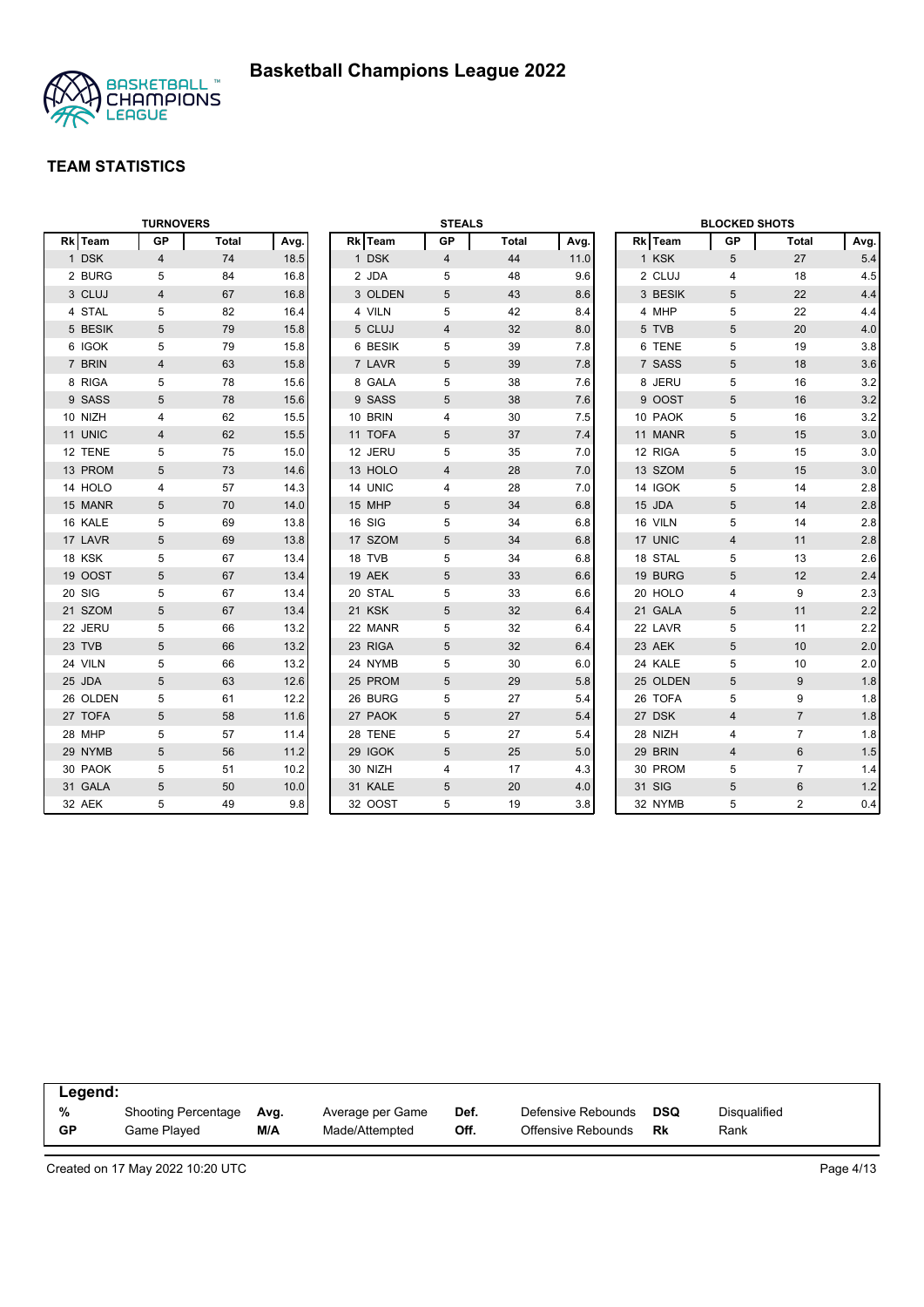# Basketball Champions League 2022

## TEAM STATISTICS

### TURNOVERS

| Rk | Team | GP | Total | Avg. |
|---|---|---|---|---|
| 1 | DSK | 4 | 74 | 18.5 |
| 2 | BURG | 5 | 84 | 16.8 |
| 3 | CLUJ | 4 | 67 | 16.8 |
| 4 | STAL | 5 | 82 | 16.4 |
| 5 | BESIK | 5 | 79 | 15.8 |
| 6 | IGOK | 5 | 79 | 15.8 |
| 7 | BRIN | 4 | 63 | 15.8 |
| 8 | RIGA | 5 | 78 | 15.6 |
| 9 | SASS | 5 | 78 | 15.6 |
| 10 | NIZH | 4 | 62 | 15.5 |
| 11 | UNIC | 4 | 62 | 15.5 |
| 12 | TENE | 5 | 75 | 15.0 |
| 13 | PROM | 5 | 73 | 14.6 |
| 14 | HOLO | 4 | 57 | 14.3 |
| 15 | MANR | 5 | 70 | 14.0 |
| 16 | KALE | 5 | 69 | 13.8 |
| 17 | LAVR | 5 | 69 | 13.8 |
| 18 | KSK | 5 | 67 | 13.4 |
| 19 | OOST | 5 | 67 | 13.4 |
| 20 | SIG | 5 | 67 | 13.4 |
| 21 | SZOM | 5 | 67 | 13.4 |
| 22 | JERU | 5 | 66 | 13.2 |
| 23 | TVB | 5 | 66 | 13.2 |
| 24 | VILN | 5 | 66 | 13.2 |
| 25 | JDA | 5 | 63 | 12.6 |
| 26 | OLDEN | 5 | 61 | 12.2 |
| 27 | TOFA | 5 | 58 | 11.6 |
| 28 | MHP | 5 | 57 | 11.4 |
| 29 | NYMB | 5 | 56 | 11.2 |
| 30 | PAOK | 5 | 51 | 10.2 |
| 31 | GALA | 5 | 50 | 10.0 |
| 32 | AEK | 5 | 49 | 9.8 |

### STEALS

| Rk | Team | GP | Total | Avg. |
|---|---|---|---|---|
| 1 | DSK | 4 | 44 | 11.0 |
| 2 | JDA | 5 | 48 | 9.6 |
| 3 | OLDEN | 5 | 43 | 8.6 |
| 4 | VILN | 5 | 42 | 8.4 |
| 5 | CLUJ | 4 | 32 | 8.0 |
| 6 | BESIK | 5 | 39 | 7.8 |
| 7 | LAVR | 5 | 39 | 7.8 |
| 8 | GALA | 5 | 38 | 7.6 |
| 9 | SASS | 5 | 38 | 7.6 |
| 10 | BRIN | 4 | 30 | 7.5 |
| 11 | TOFA | 5 | 37 | 7.4 |
| 12 | JERU | 5 | 35 | 7.0 |
| 13 | HOLO | 4 | 28 | 7.0 |
| 14 | UNIC | 4 | 28 | 7.0 |
| 15 | MHP | 5 | 34 | 6.8 |
| 16 | SIG | 5 | 34 | 6.8 |
| 17 | SZOM | 5 | 34 | 6.8 |
| 18 | TVB | 5 | 34 | 6.8 |
| 19 | AEK | 5 | 33 | 6.6 |
| 20 | STAL | 5 | 33 | 6.6 |
| 21 | KSK | 5 | 32 | 6.4 |
| 22 | MANR | 5 | 32 | 6.4 |
| 23 | RIGA | 5 | 32 | 6.4 |
| 24 | NYMB | 5 | 30 | 6.0 |
| 25 | PROM | 5 | 29 | 5.8 |
| 26 | BURG | 5 | 27 | 5.4 |
| 27 | PAOK | 5 | 27 | 5.4 |
| 28 | TENE | 5 | 27 | 5.4 |
| 29 | IGOK | 5 | 25 | 5.0 |
| 30 | NIZH | 4 | 17 | 4.3 |
| 31 | KALE | 5 | 20 | 4.0 |
| 32 | OOST | 5 | 19 | 3.8 |

### BLOCKED SHOTS

| Rk | Team | GP | Total | Avg. |
|---|---|---|---|---|
| 1 | KSK | 5 | 27 | 5.4 |
| 2 | CLUJ | 4 | 18 | 4.5 |
| 3 | BESIK | 5 | 22 | 4.4 |
| 4 | MHP | 5 | 22 | 4.4 |
| 5 | TVB | 5 | 20 | 4.0 |
| 6 | TENE | 5 | 19 | 3.8 |
| 7 | SASS | 5 | 18 | 3.6 |
| 8 | JERU | 5 | 16 | 3.2 |
| 9 | OOST | 5 | 16 | 3.2 |
| 10 | PAOK | 5 | 16 | 3.2 |
| 11 | MANR | 5 | 15 | 3.0 |
| 12 | RIGA | 5 | 15 | 3.0 |
| 13 | SZOM | 5 | 15 | 3.0 |
| 14 | IGOK | 5 | 14 | 2.8 |
| 15 | JDA | 5 | 14 | 2.8 |
| 16 | VILN | 5 | 14 | 2.8 |
| 17 | UNIC | 4 | 11 | 2.8 |
| 18 | STAL | 5 | 13 | 2.6 |
| 19 | BURG | 5 | 12 | 2.4 |
| 20 | HOLO | 4 | 9 | 2.3 |
| 21 | GALA | 5 | 11 | 2.2 |
| 22 | LAVR | 5 | 11 | 2.2 |
| 23 | AEK | 5 | 10 | 2.0 |
| 24 | KALE | 5 | 10 | 2.0 |
| 25 | OLDEN | 5 | 9 | 1.8 |
| 26 | TOFA | 5 | 9 | 1.8 |
| 27 | DSK | 4 | 7 | 1.8 |
| 28 | NIZH | 4 | 7 | 1.8 |
| 29 | BRIN | 4 | 6 | 1.5 |
| 30 | PROM | 5 | 7 | 1.4 |
| 31 | SIG | 5 | 6 | 1.2 |
| 32 | NYMB | 5 | 2 | 0.4 |

**Legend:**

| | | | | | | | |
|---|---|---|---|---|---|---|---|
| **%** | Shooting Percentage | **Avg.** | Average per Game | **Def.** | Defensive Rebounds | **DSQ** | Disqualified |
| **GP** | Game Played | **M/A** | Made/Attempted | **Off.** | Offensive Rebounds | **Rk** | Rank |

Created on 17 May 2022 10:20 UTC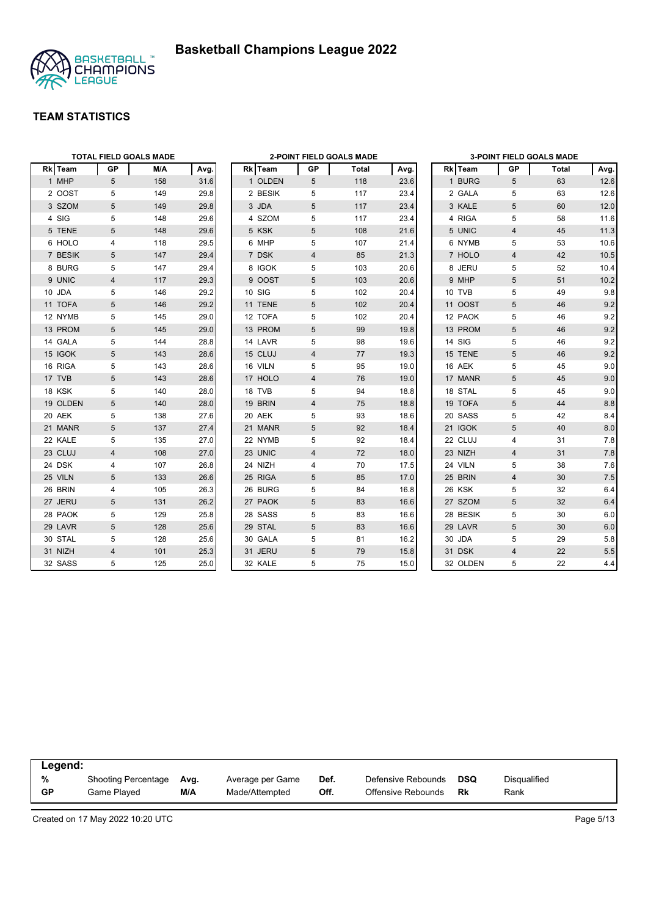# Basketball Champions League 2022

## TEAM STATISTICS

### TOTAL FIELD GOALS MADE

| Rk | Team | GP | M/A | Avg. |
|---|---|---|---|---|
| 1 | MHP | 5 | 158 | 31.6 |
| 2 | OOST | 5 | 149 | 29.8 |
| 3 | SZOM | 5 | 149 | 29.8 |
| 4 | SIG | 5 | 148 | 29.6 |
| 5 | TENE | 5 | 148 | 29.6 |
| 6 | HOLO | 4 | 118 | 29.5 |
| 7 | BESIK | 5 | 147 | 29.4 |
| 8 | BURG | 5 | 147 | 29.4 |
| 9 | UNIC | 4 | 117 | 29.3 |
| 10 | JDA | 5 | 146 | 29.2 |
| 11 | TOFA | 5 | 146 | 29.2 |
| 12 | NYMB | 5 | 145 | 29.0 |
| 13 | PROM | 5 | 145 | 29.0 |
| 14 | GALA | 5 | 144 | 28.8 |
| 15 | IGOK | 5 | 143 | 28.6 |
| 16 | RIGA | 5 | 143 | 28.6 |
| 17 | TVB | 5 | 143 | 28.6 |
| 18 | KSK | 5 | 140 | 28.0 |
| 19 | OLDEN | 5 | 140 | 28.0 |
| 20 | AEK | 5 | 138 | 27.6 |
| 21 | MANR | 5 | 137 | 27.4 |
| 22 | KALE | 5 | 135 | 27.0 |
| 23 | CLUJ | 4 | 108 | 27.0 |
| 24 | DSK | 4 | 107 | 26.8 |
| 25 | VILN | 5 | 133 | 26.6 |
| 26 | BRIN | 4 | 105 | 26.3 |
| 27 | JERU | 5 | 131 | 26.2 |
| 28 | PAOK | 5 | 129 | 25.8 |
| 29 | LAVR | 5 | 128 | 25.6 |
| 30 | STAL | 5 | 128 | 25.6 |
| 31 | NIZH | 4 | 101 | 25.3 |
| 32 | SASS | 5 | 125 | 25.0 |

### 2-POINT FIELD GOALS MADE

| Rk | Team | GP | Total | Avg. |
|---|---|---|---|---|
| 1 | OLDEN | 5 | 118 | 23.6 |
| 2 | BESIK | 5 | 117 | 23.4 |
| 3 | JDA | 5 | 117 | 23.4 |
| 4 | SZOM | 5 | 117 | 23.4 |
| 5 | KSK | 5 | 108 | 21.6 |
| 6 | MHP | 5 | 107 | 21.4 |
| 7 | DSK | 4 | 85 | 21.3 |
| 8 | IGOK | 5 | 103 | 20.6 |
| 9 | OOST | 5 | 103 | 20.6 |
| 10 | SIG | 5 | 102 | 20.4 |
| 11 | TENE | 5 | 102 | 20.4 |
| 12 | TOFA | 5 | 102 | 20.4 |
| 13 | PROM | 5 | 99 | 19.8 |
| 14 | LAVR | 5 | 98 | 19.6 |
| 15 | CLUJ | 4 | 77 | 19.3 |
| 16 | VILN | 5 | 95 | 19.0 |
| 17 | HOLO | 4 | 76 | 19.0 |
| 18 | TVB | 5 | 94 | 18.8 |
| 19 | BRIN | 4 | 75 | 18.8 |
| 20 | AEK | 5 | 93 | 18.6 |
| 21 | MANR | 5 | 92 | 18.4 |
| 22 | NYMB | 5 | 92 | 18.4 |
| 23 | UNIC | 4 | 72 | 18.0 |
| 24 | NIZH | 4 | 70 | 17.5 |
| 25 | RIGA | 5 | 85 | 17.0 |
| 26 | BURG | 5 | 84 | 16.8 |
| 27 | PAOK | 5 | 83 | 16.6 |
| 28 | SASS | 5 | 83 | 16.6 |
| 29 | STAL | 5 | 83 | 16.6 |
| 30 | GALA | 5 | 81 | 16.2 |
| 31 | JERU | 5 | 79 | 15.8 |
| 32 | KALE | 5 | 75 | 15.0 |

### 3-POINT FIELD GOALS MADE

| Rk | Team | GP | Total | Avg. |
|---|---|---|---|---|
| 1 | BURG | 5 | 63 | 12.6 |
| 2 | GALA | 5 | 63 | 12.6 |
| 3 | KALE | 5 | 60 | 12.0 |
| 4 | RIGA | 5 | 58 | 11.6 |
| 5 | UNIC | 4 | 45 | 11.3 |
| 6 | NYMB | 5 | 53 | 10.6 |
| 7 | HOLO | 4 | 42 | 10.5 |
| 8 | JERU | 5 | 52 | 10.4 |
| 9 | MHP | 5 | 51 | 10.2 |
| 10 | TVB | 5 | 49 | 9.8 |
| 11 | OOST | 5 | 46 | 9.2 |
| 12 | PAOK | 5 | 46 | 9.2 |
| 13 | PROM | 5 | 46 | 9.2 |
| 14 | SIG | 5 | 46 | 9.2 |
| 15 | TENE | 5 | 46 | 9.2 |
| 16 | AEK | 5 | 45 | 9.0 |
| 17 | MANR | 5 | 45 | 9.0 |
| 18 | STAL | 5 | 45 | 9.0 |
| 19 | TOFA | 5 | 44 | 8.8 |
| 20 | SASS | 5 | 42 | 8.4 |
| 21 | IGOK | 5 | 40 | 8.0 |
| 22 | CLUJ | 4 | 31 | 7.8 |
| 23 | NIZH | 4 | 31 | 7.8 |
| 24 | VILN | 5 | 38 | 7.6 |
| 25 | BRIN | 4 | 30 | 7.5 |
| 26 | KSK | 5 | 32 | 6.4 |
| 27 | SZOM | 5 | 32 | 6.4 |
| 28 | BESIK | 5 | 30 | 6.0 |
| 29 | LAVR | 5 | 30 | 6.0 |
| 30 | JDA | 5 | 29 | 5.8 |
| 31 | DSK | 4 | 22 | 5.5 |
| 32 | OLDEN | 5 | 22 | 4.4 |

**Legend:**

| | | | | | | | |
|---|---|---|---|---|---|---|---|
| **%** | Shooting Percentage | **Avg.** | Average per Game | **Def.** | Defensive Rebounds | **DSQ** | Disqualified |
| **GP** | Game Played | **M/A** | Made/Attempted | **Off.** | Offensive Rebounds | **Rk** | Rank |

Created on 17 May 2022 10:20 UTC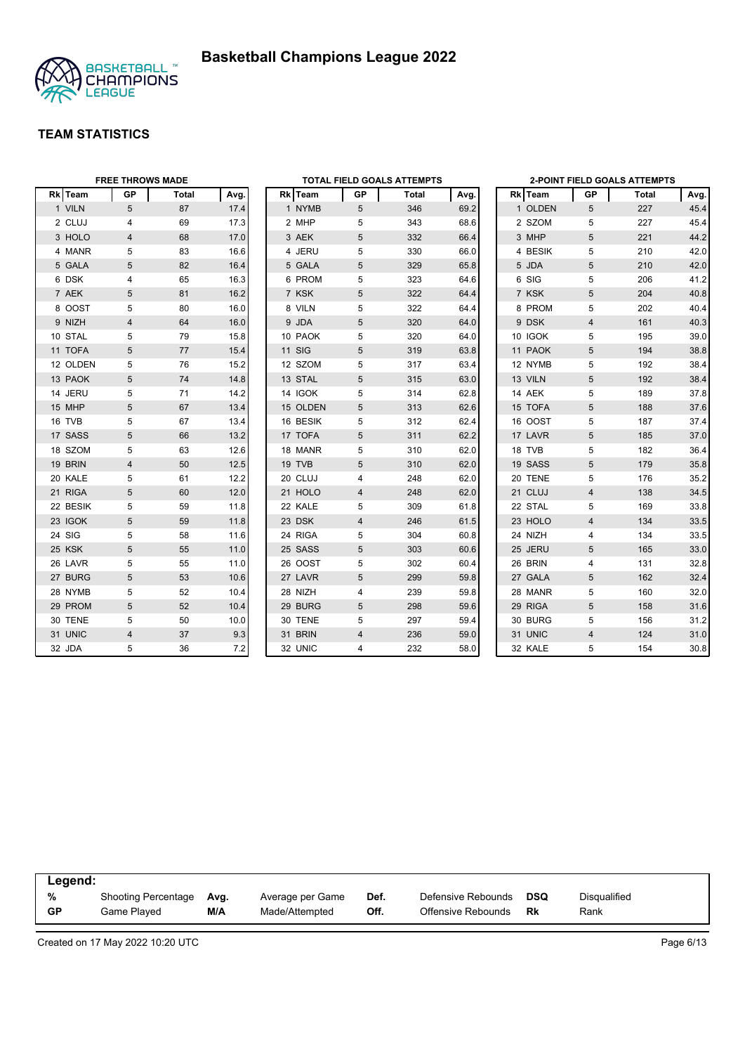# Basketball Champions League 2022

## TEAM STATISTICS

### FREE THROWS MADE

| Rk | Team | GP | Total | Avg. |
|---|---|---|---|---|
| 1 | VILN | 5 | 87 | 17.4 |
| 2 | CLUJ | 4 | 69 | 17.3 |
| 3 | HOLO | 4 | 68 | 17.0 |
| 4 | MANR | 5 | 83 | 16.6 |
| 5 | GALA | 5 | 82 | 16.4 |
| 6 | DSK | 4 | 65 | 16.3 |
| 7 | AEK | 5 | 81 | 16.2 |
| 8 | OOST | 5 | 80 | 16.0 |
| 9 | NIZH | 4 | 64 | 16.0 |
| 10 | STAL | 5 | 79 | 15.8 |
| 11 | TOFA | 5 | 77 | 15.4 |
| 12 | OLDEN | 5 | 76 | 15.2 |
| 13 | PAOK | 5 | 74 | 14.8 |
| 14 | JERU | 5 | 71 | 14.2 |
| 15 | MHP | 5 | 67 | 13.4 |
| 16 | TVB | 5 | 67 | 13.4 |
| 17 | SASS | 5 | 66 | 13.2 |
| 18 | SZOM | 5 | 63 | 12.6 |
| 19 | BRIN | 4 | 50 | 12.5 |
| 20 | KALE | 5 | 61 | 12.2 |
| 21 | RIGA | 5 | 60 | 12.0 |
| 22 | BESIK | 5 | 59 | 11.8 |
| 23 | IGOK | 5 | 59 | 11.8 |
| 24 | SIG | 5 | 58 | 11.6 |
| 25 | KSK | 5 | 55 | 11.0 |
| 26 | LAVR | 5 | 55 | 11.0 |
| 27 | BURG | 5 | 53 | 10.6 |
| 28 | NYMB | 5 | 52 | 10.4 |
| 29 | PROM | 5 | 52 | 10.4 |
| 30 | TENE | 5 | 50 | 10.0 |
| 31 | UNIC | 4 | 37 | 9.3 |
| 32 | JDA | 5 | 36 | 7.2 |

### TOTAL FIELD GOALS ATTEMPTS

| Rk | Team | GP | Total | Avg. |
|---|---|---|---|---|
| 1 | NYMB | 5 | 346 | 69.2 |
| 2 | MHP | 5 | 343 | 68.6 |
| 3 | AEK | 5 | 332 | 66.4 |
| 4 | JERU | 5 | 330 | 66.0 |
| 5 | GALA | 5 | 329 | 65.8 |
| 6 | PROM | 5 | 323 | 64.6 |
| 7 | KSK | 5 | 322 | 64.4 |
| 8 | VILN | 5 | 322 | 64.4 |
| 9 | JDA | 5 | 320 | 64.0 |
| 10 | PAOK | 5 | 320 | 64.0 |
| 11 | SIG | 5 | 319 | 63.8 |
| 12 | SZOM | 5 | 317 | 63.4 |
| 13 | STAL | 5 | 315 | 63.0 |
| 14 | IGOK | 5 | 314 | 62.8 |
| 15 | OLDEN | 5 | 313 | 62.6 |
| 16 | BESIK | 5 | 312 | 62.4 |
| 17 | TOFA | 5 | 311 | 62.2 |
| 18 | MANR | 5 | 310 | 62.0 |
| 19 | TVB | 5 | 310 | 62.0 |
| 20 | CLUJ | 4 | 248 | 62.0 |
| 21 | HOLO | 4 | 248 | 62.0 |
| 22 | KALE | 5 | 309 | 61.8 |
| 23 | DSK | 4 | 246 | 61.5 |
| 24 | RIGA | 5 | 304 | 60.8 |
| 25 | SASS | 5 | 303 | 60.6 |
| 26 | OOST | 5 | 302 | 60.4 |
| 27 | LAVR | 5 | 299 | 59.8 |
| 28 | NIZH | 4 | 239 | 59.8 |
| 29 | BURG | 5 | 298 | 59.6 |
| 30 | TENE | 5 | 297 | 59.4 |
| 31 | BRIN | 4 | 236 | 59.0 |
| 32 | UNIC | 4 | 232 | 58.0 |

### 2-POINT FIELD GOALS ATTEMPTS

| Rk | Team | GP | Total | Avg. |
|---|---|---|---|---|
| 1 | OLDEN | 5 | 227 | 45.4 |
| 2 | SZOM | 5 | 227 | 45.4 |
| 3 | MHP | 5 | 221 | 44.2 |
| 4 | BESIK | 5 | 210 | 42.0 |
| 5 | JDA | 5 | 210 | 42.0 |
| 6 | SIG | 5 | 206 | 41.2 |
| 7 | KSK | 5 | 204 | 40.8 |
| 8 | PROM | 5 | 202 | 40.4 |
| 9 | DSK | 4 | 161 | 40.3 |
| 10 | IGOK | 5 | 195 | 39.0 |
| 11 | PAOK | 5 | 194 | 38.8 |
| 12 | NYMB | 5 | 192 | 38.4 |
| 13 | VILN | 5 | 192 | 38.4 |
| 14 | AEK | 5 | 189 | 37.8 |
| 15 | TOFA | 5 | 188 | 37.6 |
| 16 | OOST | 5 | 187 | 37.4 |
| 17 | LAVR | 5 | 185 | 37.0 |
| 18 | TVB | 5 | 182 | 36.4 |
| 19 | SASS | 5 | 179 | 35.8 |
| 20 | TENE | 5 | 176 | 35.2 |
| 21 | CLUJ | 4 | 138 | 34.5 |
| 22 | STAL | 5 | 169 | 33.8 |
| 23 | HOLO | 4 | 134 | 33.5 |
| 24 | NIZH | 4 | 134 | 33.5 |
| 25 | JERU | 5 | 165 | 33.0 |
| 26 | BRIN | 4 | 131 | 32.8 |
| 27 | GALA | 5 | 162 | 32.4 |
| 28 | MANR | 5 | 160 | 32.0 |
| 29 | RIGA | 5 | 158 | 31.6 |
| 30 | BURG | 5 | 156 | 31.2 |
| 31 | UNIC | 4 | 124 | 31.0 |
| 32 | KALE | 5 | 154 | 30.8 |

**Legend:**

| | | | | | | | |
|---|---|---|---|---|---|---|---|
| **%** | Shooting Percentage | **Avg.** | Average per Game | **Def.** | Defensive Rebounds | **DSQ** | Disqualified |
| **GP** | Game Played | **M/A** | Made/Attempted | **Off.** | Offensive Rebounds | **Rk** | Rank |

Created on 17 May 2022 10:20 UTC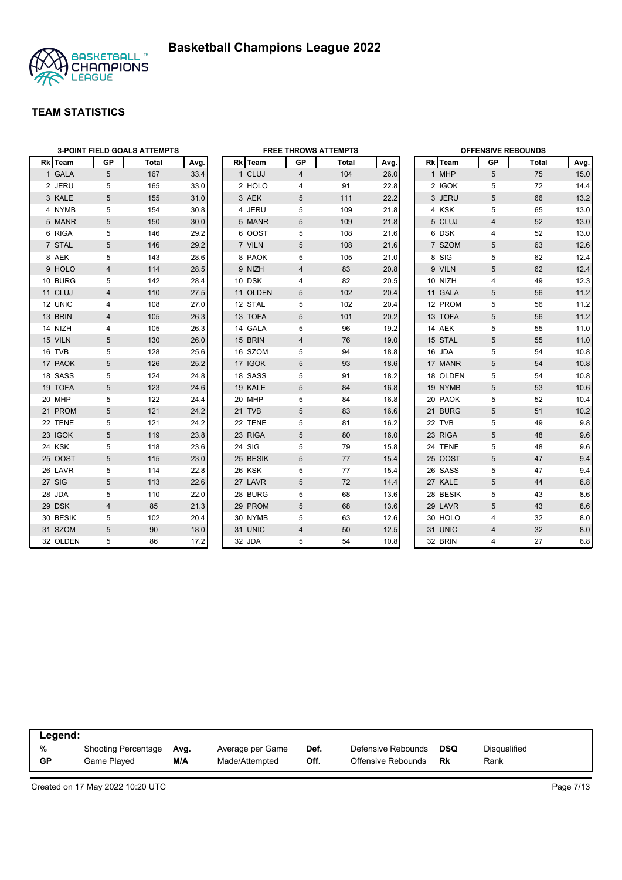# Basketball Champions League 2022

## TEAM STATISTICS

### 3-POINT FIELD GOALS ATTEMPTS

| Rk | Team | GP | Total | Avg. |
|---|---|---|---|---|
| 1 | GALA | 5 | 167 | 33.4 |
| 2 | JERU | 5 | 165 | 33.0 |
| 3 | KALE | 5 | 155 | 31.0 |
| 4 | NYMB | 5 | 154 | 30.8 |
| 5 | MANR | 5 | 150 | 30.0 |
| 6 | RIGA | 5 | 146 | 29.2 |
| 7 | STAL | 5 | 146 | 29.2 |
| 8 | AEK | 5 | 143 | 28.6 |
| 9 | HOLO | 4 | 114 | 28.5 |
| 10 | BURG | 5 | 142 | 28.4 |
| 11 | CLUJ | 4 | 110 | 27.5 |
| 12 | UNIC | 4 | 108 | 27.0 |
| 13 | BRIN | 4 | 105 | 26.3 |
| 14 | NIZH | 4 | 105 | 26.3 |
| 15 | VILN | 5 | 130 | 26.0 |
| 16 | TVB | 5 | 128 | 25.6 |
| 17 | PAOK | 5 | 126 | 25.2 |
| 18 | SASS | 5 | 124 | 24.8 |
| 19 | TOFA | 5 | 123 | 24.6 |
| 20 | MHP | 5 | 122 | 24.4 |
| 21 | PROM | 5 | 121 | 24.2 |
| 22 | TENE | 5 | 121 | 24.2 |
| 23 | IGOK | 5 | 119 | 23.8 |
| 24 | KSK | 5 | 118 | 23.6 |
| 25 | OOST | 5 | 115 | 23.0 |
| 26 | LAVR | 5 | 114 | 22.8 |
| 27 | SIG | 5 | 113 | 22.6 |
| 28 | JDA | 5 | 110 | 22.0 |
| 29 | DSK | 4 | 85 | 21.3 |
| 30 | BESIK | 5 | 102 | 20.4 |
| 31 | SZOM | 5 | 90 | 18.0 |
| 32 | OLDEN | 5 | 86 | 17.2 |

### FREE THROWS ATTEMPTS

| Rk | Team | GP | Total | Avg. |
|---|---|---|---|---|
| 1 | CLUJ | 4 | 104 | 26.0 |
| 2 | HOLO | 4 | 91 | 22.8 |
| 3 | AEK | 5 | 111 | 22.2 |
| 4 | JERU | 5 | 109 | 21.8 |
| 5 | MANR | 5 | 109 | 21.8 |
| 6 | OOST | 5 | 108 | 21.6 |
| 7 | VILN | 5 | 108 | 21.6 |
| 8 | PAOK | 5 | 105 | 21.0 |
| 9 | NIZH | 4 | 83 | 20.8 |
| 10 | DSK | 4 | 82 | 20.5 |
| 11 | OLDEN | 5 | 102 | 20.4 |
| 12 | STAL | 5 | 102 | 20.4 |
| 13 | TOFA | 5 | 101 | 20.2 |
| 14 | GALA | 5 | 96 | 19.2 |
| 15 | BRIN | 4 | 76 | 19.0 |
| 16 | SZOM | 5 | 94 | 18.8 |
| 17 | IGOK | 5 | 93 | 18.6 |
| 18 | SASS | 5 | 91 | 18.2 |
| 19 | KALE | 5 | 84 | 16.8 |
| 20 | MHP | 5 | 84 | 16.8 |
| 21 | TVB | 5 | 83 | 16.6 |
| 22 | TENE | 5 | 81 | 16.2 |
| 23 | RIGA | 5 | 80 | 16.0 |
| 24 | SIG | 5 | 79 | 15.8 |
| 25 | BESIK | 5 | 77 | 15.4 |
| 26 | KSK | 5 | 77 | 15.4 |
| 27 | LAVR | 5 | 72 | 14.4 |
| 28 | BURG | 5 | 68 | 13.6 |
| 29 | PROM | 5 | 68 | 13.6 |
| 30 | NYMB | 5 | 63 | 12.6 |
| 31 | UNIC | 4 | 50 | 12.5 |
| 32 | JDA | 5 | 54 | 10.8 |

### OFFENSIVE REBOUNDS

| Rk | Team | GP | Total | Avg. |
|---|---|---|---|---|
| 1 | MHP | 5 | 75 | 15.0 |
| 2 | IGOK | 5 | 72 | 14.4 |
| 3 | JERU | 5 | 66 | 13.2 |
| 4 | KSK | 5 | 65 | 13.0 |
| 5 | CLUJ | 4 | 52 | 13.0 |
| 6 | DSK | 4 | 52 | 13.0 |
| 7 | SZOM | 5 | 63 | 12.6 |
| 8 | SIG | 5 | 62 | 12.4 |
| 9 | VILN | 5 | 62 | 12.4 |
| 10 | NIZH | 4 | 49 | 12.3 |
| 11 | GALA | 5 | 56 | 11.2 |
| 12 | PROM | 5 | 56 | 11.2 |
| 13 | TOFA | 5 | 56 | 11.2 |
| 14 | AEK | 5 | 55 | 11.0 |
| 15 | STAL | 5 | 55 | 11.0 |
| 16 | JDA | 5 | 54 | 10.8 |
| 17 | MANR | 5 | 54 | 10.8 |
| 18 | OLDEN | 5 | 54 | 10.8 |
| 19 | NYMB | 5 | 53 | 10.6 |
| 20 | PAOK | 5 | 52 | 10.4 |
| 21 | BURG | 5 | 51 | 10.2 |
| 22 | TVB | 5 | 49 | 9.8 |
| 23 | RIGA | 5 | 48 | 9.6 |
| 24 | TENE | 5 | 48 | 9.6 |
| 25 | OOST | 5 | 47 | 9.4 |
| 26 | SASS | 5 | 47 | 9.4 |
| 27 | KALE | 5 | 44 | 8.8 |
| 28 | BESIK | 5 | 43 | 8.6 |
| 29 | LAVR | 5 | 43 | 8.6 |
| 30 | HOLO | 4 | 32 | 8.0 |
| 31 | UNIC | 4 | 32 | 8.0 |
| 32 | BRIN | 4 | 27 | 6.8 |

**Legend:**

| | | | | | | | |
|---|---|---|---|---|---|---|---|
| % | Shooting Percentage | Avg. | Average per Game | Def. | Defensive Rebounds | DSQ | Disqualified |
| GP | Game Played | M/A | Made/Attempted | Off. | Offensive Rebounds | Rk | Rank |

Created on 17 May 2022 10:20 UTC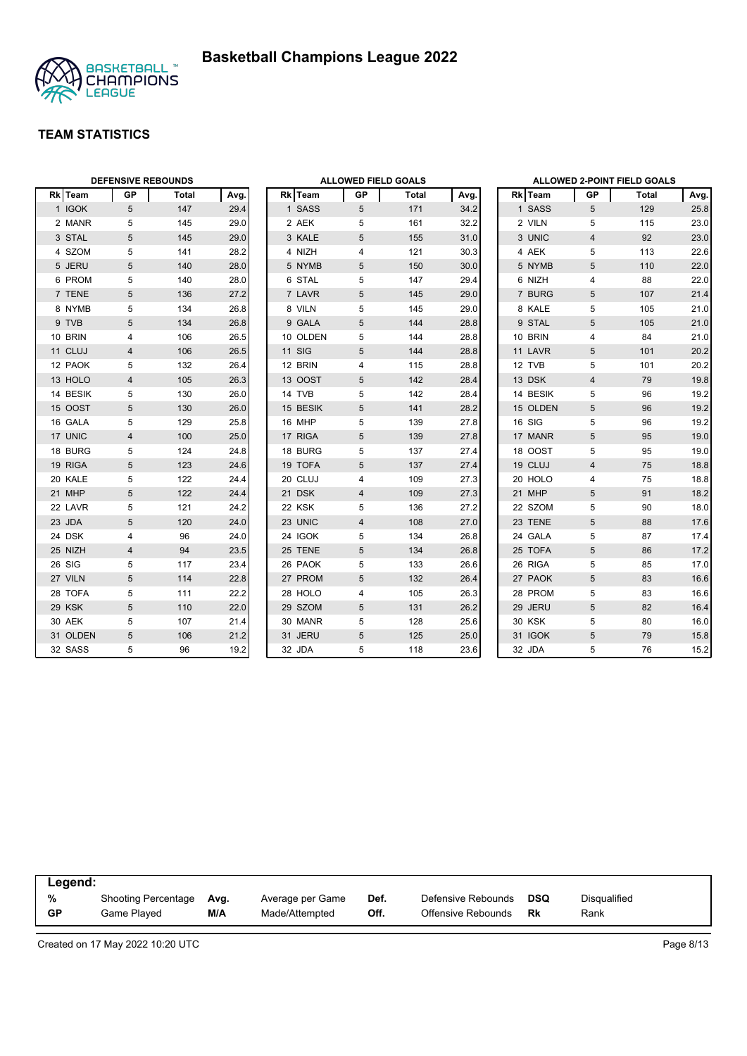# Basketball Champions League 2022

## TEAM STATISTICS

### DEFENSIVE REBOUNDS

| Rk | Team | GP | Total | Avg. |
|---|---|---|---|---|
| 1 | IGOK | 5 | 147 | 29.4 |
| 2 | MANR | 5 | 145 | 29.0 |
| 3 | STAL | 5 | 145 | 29.0 |
| 4 | SZOM | 5 | 141 | 28.2 |
| 5 | JERU | 5 | 140 | 28.0 |
| 6 | PROM | 5 | 140 | 28.0 |
| 7 | TENE | 5 | 136 | 27.2 |
| 8 | NYMB | 5 | 134 | 26.8 |
| 9 | TVB | 5 | 134 | 26.8 |
| 10 | BRIN | 4 | 106 | 26.5 |
| 11 | CLUJ | 4 | 106 | 26.5 |
| 12 | PAOK | 5 | 132 | 26.4 |
| 13 | HOLO | 4 | 105 | 26.3 |
| 14 | BESIK | 5 | 130 | 26.0 |
| 15 | OOST | 5 | 130 | 26.0 |
| 16 | GALA | 5 | 129 | 25.8 |
| 17 | UNIC | 4 | 100 | 25.0 |
| 18 | BURG | 5 | 124 | 24.8 |
| 19 | RIGA | 5 | 123 | 24.6 |
| 20 | KALE | 5 | 122 | 24.4 |
| 21 | MHP | 5 | 122 | 24.4 |
| 22 | LAVR | 5 | 121 | 24.2 |
| 23 | JDA | 5 | 120 | 24.0 |
| 24 | DSK | 4 | 96 | 24.0 |
| 25 | NIZH | 4 | 94 | 23.5 |
| 26 | SIG | 5 | 117 | 23.4 |
| 27 | VILN | 5 | 114 | 22.8 |
| 28 | TOFA | 5 | 111 | 22.2 |
| 29 | KSK | 5 | 110 | 22.0 |
| 30 | AEK | 5 | 107 | 21.4 |
| 31 | OLDEN | 5 | 106 | 21.2 |
| 32 | SASS | 5 | 96 | 19.2 |

### ALLOWED FIELD GOALS

| Rk | Team | GP | Total | Avg. |
|---|---|---|---|---|
| 1 | SASS | 5 | 171 | 34.2 |
| 2 | AEK | 5 | 161 | 32.2 |
| 3 | KALE | 5 | 155 | 31.0 |
| 4 | NIZH | 4 | 121 | 30.3 |
| 5 | NYMB | 5 | 150 | 30.0 |
| 6 | STAL | 5 | 147 | 29.4 |
| 7 | LAVR | 5 | 145 | 29.0 |
| 8 | VILN | 5 | 145 | 29.0 |
| 9 | GALA | 5 | 144 | 28.8 |
| 10 | OLDEN | 5 | 144 | 28.8 |
| 11 | SIG | 5 | 144 | 28.8 |
| 12 | BRIN | 4 | 115 | 28.8 |
| 13 | OOST | 5 | 142 | 28.4 |
| 14 | TVB | 5 | 142 | 28.4 |
| 15 | BESIK | 5 | 141 | 28.2 |
| 16 | MHP | 5 | 139 | 27.8 |
| 17 | RIGA | 5 | 139 | 27.8 |
| 18 | BURG | 5 | 137 | 27.4 |
| 19 | TOFA | 5 | 137 | 27.4 |
| 20 | CLUJ | 4 | 109 | 27.3 |
| 21 | DSK | 4 | 109 | 27.3 |
| 22 | KSK | 5 | 136 | 27.2 |
| 23 | UNIC | 4 | 108 | 27.0 |
| 24 | IGOK | 5 | 134 | 26.8 |
| 25 | TENE | 5 | 134 | 26.8 |
| 26 | PAOK | 5 | 133 | 26.6 |
| 27 | PROM | 5 | 132 | 26.4 |
| 28 | HOLO | 4 | 105 | 26.3 |
| 29 | SZOM | 5 | 131 | 26.2 |
| 30 | MANR | 5 | 128 | 25.6 |
| 31 | JERU | 5 | 125 | 25.0 |
| 32 | JDA | 5 | 118 | 23.6 |

### ALLOWED 2-POINT FIELD GOALS

| Rk | Team | GP | Total | Avg. |
|---|---|---|---|---|
| 1 | SASS | 5 | 129 | 25.8 |
| 2 | VILN | 5 | 115 | 23.0 |
| 3 | UNIC | 4 | 92 | 23.0 |
| 4 | AEK | 5 | 113 | 22.6 |
| 5 | NYMB | 5 | 110 | 22.0 |
| 6 | NIZH | 4 | 88 | 22.0 |
| 7 | BURG | 5 | 107 | 21.4 |
| 8 | KALE | 5 | 105 | 21.0 |
| 9 | STAL | 5 | 105 | 21.0 |
| 10 | BRIN | 4 | 84 | 21.0 |
| 11 | LAVR | 5 | 101 | 20.2 |
| 12 | TVB | 5 | 101 | 20.2 |
| 13 | DSK | 4 | 79 | 19.8 |
| 14 | BESIK | 5 | 96 | 19.2 |
| 15 | OLDEN | 5 | 96 | 19.2 |
| 16 | SIG | 5 | 96 | 19.2 |
| 17 | MANR | 5 | 95 | 19.0 |
| 18 | OOST | 5 | 95 | 19.0 |
| 19 | CLUJ | 4 | 75 | 18.8 |
| 20 | HOLO | 4 | 75 | 18.8 |
| 21 | MHP | 5 | 91 | 18.2 |
| 22 | SZOM | 5 | 90 | 18.0 |
| 23 | TENE | 5 | 88 | 17.6 |
| 24 | GALA | 5 | 87 | 17.4 |
| 25 | TOFA | 5 | 86 | 17.2 |
| 26 | RIGA | 5 | 85 | 17.0 |
| 27 | PAOK | 5 | 83 | 16.6 |
| 28 | PROM | 5 | 83 | 16.6 |
| 29 | JERU | 5 | 82 | 16.4 |
| 30 | KSK | 5 | 80 | 16.0 |
| 31 | IGOK | 5 | 79 | 15.8 |
| 32 | JDA | 5 | 76 | 15.2 |

**Legend:**

| | | | | | | | |
|---|---|---|---|---|---|---|---|
| **%** | Shooting Percentage | **Avg.** | Average per Game | **Def.** | Defensive Rebounds | **DSQ** | Disqualified |
| **GP** | Game Played | **M/A** | Made/Attempted | **Off.** | Offensive Rebounds | **Rk** | Rank |

Created on 17 May 2022 10:20 UTC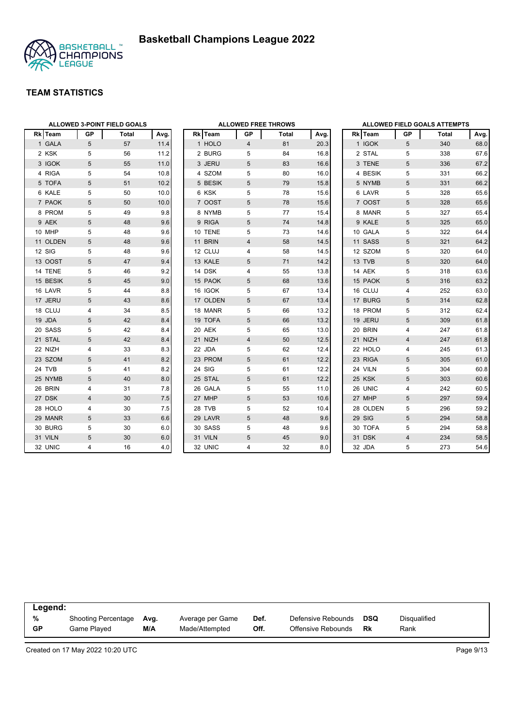# Basketball Champions League 2022

## TEAM STATISTICS

### ALLOWED 3-POINT FIELD GOALS

| Rk | Team | GP | Total | Avg. |
|---|---|---|---|---|
| 1 | GALA | 5 | 57 | 11.4 |
| 2 | KSK | 5 | 56 | 11.2 |
| 3 | IGOK | 5 | 55 | 11.0 |
| 4 | RIGA | 5 | 54 | 10.8 |
| 5 | TOFA | 5 | 51 | 10.2 |
| 6 | KALE | 5 | 50 | 10.0 |
| 7 | PAOK | 5 | 50 | 10.0 |
| 8 | PROM | 5 | 49 | 9.8 |
| 9 | AEK | 5 | 48 | 9.6 |
| 10 | MHP | 5 | 48 | 9.6 |
| 11 | OLDEN | 5 | 48 | 9.6 |
| 12 | SIG | 5 | 48 | 9.6 |
| 13 | OOST | 5 | 47 | 9.4 |
| 14 | TENE | 5 | 46 | 9.2 |
| 15 | BESIK | 5 | 45 | 9.0 |
| 16 | LAVR | 5 | 44 | 8.8 |
| 17 | JERU | 5 | 43 | 8.6 |
| 18 | CLUJ | 4 | 34 | 8.5 |
| 19 | JDA | 5 | 42 | 8.4 |
| 20 | SASS | 5 | 42 | 8.4 |
| 21 | STAL | 5 | 42 | 8.4 |
| 22 | NIZH | 4 | 33 | 8.3 |
| 23 | SZOM | 5 | 41 | 8.2 |
| 24 | TVB | 5 | 41 | 8.2 |
| 25 | NYMB | 5 | 40 | 8.0 |
| 26 | BRIN | 4 | 31 | 7.8 |
| 27 | DSK | 4 | 30 | 7.5 |
| 28 | HOLO | 4 | 30 | 7.5 |
| 29 | MANR | 5 | 33 | 6.6 |
| 30 | BURG | 5 | 30 | 6.0 |
| 31 | VILN | 5 | 30 | 6.0 |
| 32 | UNIC | 4 | 16 | 4.0 |

### ALLOWED FREE THROWS

| Rk | Team | GP | Total | Avg. |
|---|---|---|---|---|
| 1 | HOLO | 4 | 81 | 20.3 |
| 2 | BURG | 5 | 84 | 16.8 |
| 3 | JERU | 5 | 83 | 16.6 |
| 4 | SZOM | 5 | 80 | 16.0 |
| 5 | BESIK | 5 | 79 | 15.8 |
| 6 | KSK | 5 | 78 | 15.6 |
| 7 | OOST | 5 | 78 | 15.6 |
| 8 | NYMB | 5 | 77 | 15.4 |
| 9 | RIGA | 5 | 74 | 14.8 |
| 10 | TENE | 5 | 73 | 14.6 |
| 11 | BRIN | 4 | 58 | 14.5 |
| 12 | CLUJ | 4 | 58 | 14.5 |
| 13 | KALE | 5 | 71 | 14.2 |
| 14 | DSK | 4 | 55 | 13.8 |
| 15 | PAOK | 5 | 68 | 13.6 |
| 16 | IGOK | 5 | 67 | 13.4 |
| 17 | OLDEN | 5 | 67 | 13.4 |
| 18 | MANR | 5 | 66 | 13.2 |
| 19 | TOFA | 5 | 66 | 13.2 |
| 20 | AEK | 5 | 65 | 13.0 |
| 21 | NIZH | 4 | 50 | 12.5 |
| 22 | JDA | 5 | 62 | 12.4 |
| 23 | PROM | 5 | 61 | 12.2 |
| 24 | SIG | 5 | 61 | 12.2 |
| 25 | STAL | 5 | 61 | 12.2 |
| 26 | GALA | 5 | 55 | 11.0 |
| 27 | MHP | 5 | 53 | 10.6 |
| 28 | TVB | 5 | 52 | 10.4 |
| 29 | LAVR | 5 | 48 | 9.6 |
| 30 | SASS | 5 | 48 | 9.6 |
| 31 | VILN | 5 | 45 | 9.0 |
| 32 | UNIC | 4 | 32 | 8.0 |

### ALLOWED FIELD GOALS ATTEMPTS

| Rk | Team | GP | Total | Avg. |
|---|---|---|---|---|
| 1 | IGOK | 5 | 340 | 68.0 |
| 2 | STAL | 5 | 338 | 67.6 |
| 3 | TENE | 5 | 336 | 67.2 |
| 4 | BESIK | 5 | 331 | 66.2 |
| 5 | NYMB | 5 | 331 | 66.2 |
| 6 | LAVR | 5 | 328 | 65.6 |
| 7 | OOST | 5 | 328 | 65.6 |
| 8 | MANR | 5 | 327 | 65.4 |
| 9 | KALE | 5 | 325 | 65.0 |
| 10 | GALA | 5 | 322 | 64.4 |
| 11 | SASS | 5 | 321 | 64.2 |
| 12 | SZOM | 5 | 320 | 64.0 |
| 13 | TVB | 5 | 320 | 64.0 |
| 14 | AEK | 5 | 318 | 63.6 |
| 15 | PAOK | 5 | 316 | 63.2 |
| 16 | CLUJ | 4 | 252 | 63.0 |
| 17 | BURG | 5 | 314 | 62.8 |
| 18 | PROM | 5 | 312 | 62.4 |
| 19 | JERU | 5 | 309 | 61.8 |
| 20 | BRIN | 4 | 247 | 61.8 |
| 21 | NIZH | 4 | 247 | 61.8 |
| 22 | HOLO | 4 | 245 | 61.3 |
| 23 | RIGA | 5 | 305 | 61.0 |
| 24 | VILN | 5 | 304 | 60.8 |
| 25 | KSK | 5 | 303 | 60.6 |
| 26 | UNIC | 4 | 242 | 60.5 |
| 27 | MHP | 5 | 297 | 59.4 |
| 28 | OLDEN | 5 | 296 | 59.2 |
| 29 | SIG | 5 | 294 | 58.8 |
| 30 | TOFA | 5 | 294 | 58.8 |
| 31 | DSK | 4 | 234 | 58.5 |
| 32 | JDA | 5 | 273 | 54.6 |

**Legend:**

| | | | | | | | |
|---|---|---|---|---|---|---|---|
| **%** | Shooting Percentage | **Avg.** | Average per Game | **Def.** | Defensive Rebounds | **DSQ** | Disqualified |
| **GP** | Game Played | **M/A** | Made/Attempted | **Off.** | Offensive Rebounds | **Rk** | Rank |

Created on 17 May 2022 10:20 UTC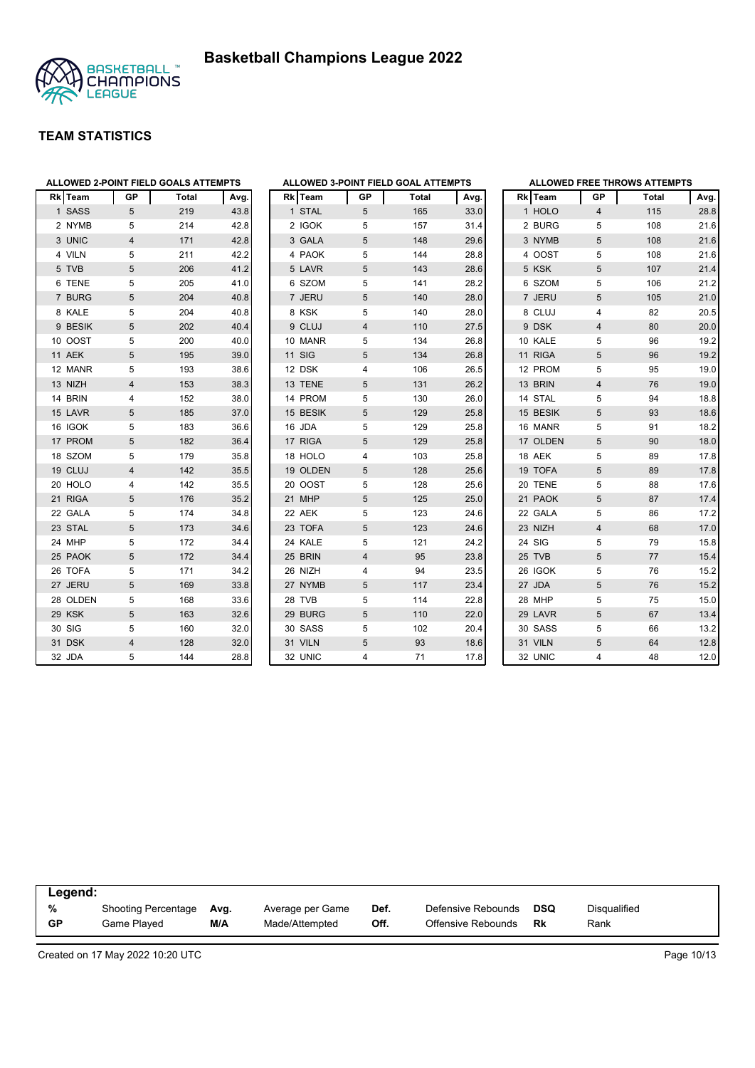# Basketball Champions League 2022

## TEAM STATISTICS

### ALLOWED 2-POINT FIELD GOALS ATTEMPTS

| Rk | Team | GP | Total | Avg. |
|---|---|---|---|---|
| 1 | SASS | 5 | 219 | 43.8 |
| 2 | NYMB | 5 | 214 | 42.8 |
| 3 | UNIC | 4 | 171 | 42.8 |
| 4 | VILN | 5 | 211 | 42.2 |
| 5 | TVB | 5 | 206 | 41.2 |
| 6 | TENE | 5 | 205 | 41.0 |
| 7 | BURG | 5 | 204 | 40.8 |
| 8 | KALE | 5 | 204 | 40.8 |
| 9 | BESIK | 5 | 202 | 40.4 |
| 10 | OOST | 5 | 200 | 40.0 |
| 11 | AEK | 5 | 195 | 39.0 |
| 12 | MANR | 5 | 193 | 38.6 |
| 13 | NIZH | 4 | 153 | 38.3 |
| 14 | BRIN | 4 | 152 | 38.0 |
| 15 | LAVR | 5 | 185 | 37.0 |
| 16 | IGOK | 5 | 183 | 36.6 |
| 17 | PROM | 5 | 182 | 36.4 |
| 18 | SZOM | 5 | 179 | 35.8 |
| 19 | CLUJ | 4 | 142 | 35.5 |
| 20 | HOLO | 4 | 142 | 35.5 |
| 21 | RIGA | 5 | 176 | 35.2 |
| 22 | GALA | 5 | 174 | 34.8 |
| 23 | STAL | 5 | 173 | 34.6 |
| 24 | MHP | 5 | 172 | 34.4 |
| 25 | PAOK | 5 | 172 | 34.4 |
| 26 | TOFA | 5 | 171 | 34.2 |
| 27 | JERU | 5 | 169 | 33.8 |
| 28 | OLDEN | 5 | 168 | 33.6 |
| 29 | KSK | 5 | 163 | 32.6 |
| 30 | SIG | 5 | 160 | 32.0 |
| 31 | DSK | 4 | 128 | 32.0 |
| 32 | JDA | 5 | 144 | 28.8 |

### ALLOWED 3-POINT FIELD GOAL ATTEMPTS

| Rk | Team | GP | Total | Avg. |
|---|---|---|---|---|
| 1 | STAL | 5 | 165 | 33.0 |
| 2 | IGOK | 5 | 157 | 31.4 |
| 3 | GALA | 5 | 148 | 29.6 |
| 4 | PAOK | 5 | 144 | 28.8 |
| 5 | LAVR | 5 | 143 | 28.6 |
| 6 | SZOM | 5 | 141 | 28.2 |
| 7 | JERU | 5 | 140 | 28.0 |
| 8 | KSK | 5 | 140 | 28.0 |
| 9 | CLUJ | 4 | 110 | 27.5 |
| 10 | MANR | 5 | 134 | 26.8 |
| 11 | SIG | 5 | 134 | 26.8 |
| 12 | DSK | 4 | 106 | 26.5 |
| 13 | TENE | 5 | 131 | 26.2 |
| 14 | PROM | 5 | 130 | 26.0 |
| 15 | BESIK | 5 | 129 | 25.8 |
| 16 | JDA | 5 | 129 | 25.8 |
| 17 | RIGA | 5 | 129 | 25.8 |
| 18 | HOLO | 4 | 103 | 25.8 |
| 19 | OLDEN | 5 | 128 | 25.6 |
| 20 | OOST | 5 | 128 | 25.6 |
| 21 | MHP | 5 | 125 | 25.0 |
| 22 | AEK | 5 | 123 | 24.6 |
| 23 | TOFA | 5 | 123 | 24.6 |
| 24 | KALE | 5 | 121 | 24.2 |
| 25 | BRIN | 4 | 95 | 23.8 |
| 26 | NIZH | 4 | 94 | 23.5 |
| 27 | NYMB | 5 | 117 | 23.4 |
| 28 | TVB | 5 | 114 | 22.8 |
| 29 | BURG | 5 | 110 | 22.0 |
| 30 | SASS | 5 | 102 | 20.4 |
| 31 | VILN | 5 | 93 | 18.6 |
| 32 | UNIC | 4 | 71 | 17.8 |

### ALLOWED FREE THROWS ATTEMPTS

| Rk | Team | GP | Total | Avg. |
|---|---|---|---|---|
| 1 | HOLO | 4 | 115 | 28.8 |
| 2 | BURG | 5 | 108 | 21.6 |
| 3 | NYMB | 5 | 108 | 21.6 |
| 4 | OOST | 5 | 108 | 21.6 |
| 5 | KSK | 5 | 107 | 21.4 |
| 6 | SZOM | 5 | 106 | 21.2 |
| 7 | JERU | 5 | 105 | 21.0 |
| 8 | CLUJ | 4 | 82 | 20.5 |
| 9 | DSK | 4 | 80 | 20.0 |
| 10 | KALE | 5 | 96 | 19.2 |
| 11 | RIGA | 5 | 96 | 19.2 |
| 12 | PROM | 5 | 95 | 19.0 |
| 13 | BRIN | 4 | 76 | 19.0 |
| 14 | STAL | 5 | 94 | 18.8 |
| 15 | BESIK | 5 | 93 | 18.6 |
| 16 | MANR | 5 | 91 | 18.2 |
| 17 | OLDEN | 5 | 90 | 18.0 |
| 18 | AEK | 5 | 89 | 17.8 |
| 19 | TOFA | 5 | 89 | 17.8 |
| 20 | TENE | 5 | 88 | 17.6 |
| 21 | PAOK | 5 | 87 | 17.4 |
| 22 | GALA | 5 | 86 | 17.2 |
| 23 | NIZH | 4 | 68 | 17.0 |
| 24 | SIG | 5 | 79 | 15.8 |
| 25 | TVB | 5 | 77 | 15.4 |
| 26 | IGOK | 5 | 76 | 15.2 |
| 27 | JDA | 5 | 76 | 15.2 |
| 28 | MHP | 5 | 75 | 15.0 |
| 29 | LAVR | 5 | 67 | 13.4 |
| 30 | SASS | 5 | 66 | 13.2 |
| 31 | VILN | 5 | 64 | 12.8 |
| 32 | UNIC | 4 | 48 | 12.0 |

**Legend:**

| | | | | | | | |
|---|---|---|---|---|---|---|---|
| **%** | Shooting Percentage | **Avg.** | Average per Game | **Def.** | Defensive Rebounds | **DSQ** | Disqualified |
| **GP** | Game Played | **M/A** | Made/Attempted | **Off.** | Offensive Rebounds | **Rk** | Rank |

Created on 17 May 2022 10:20 UTC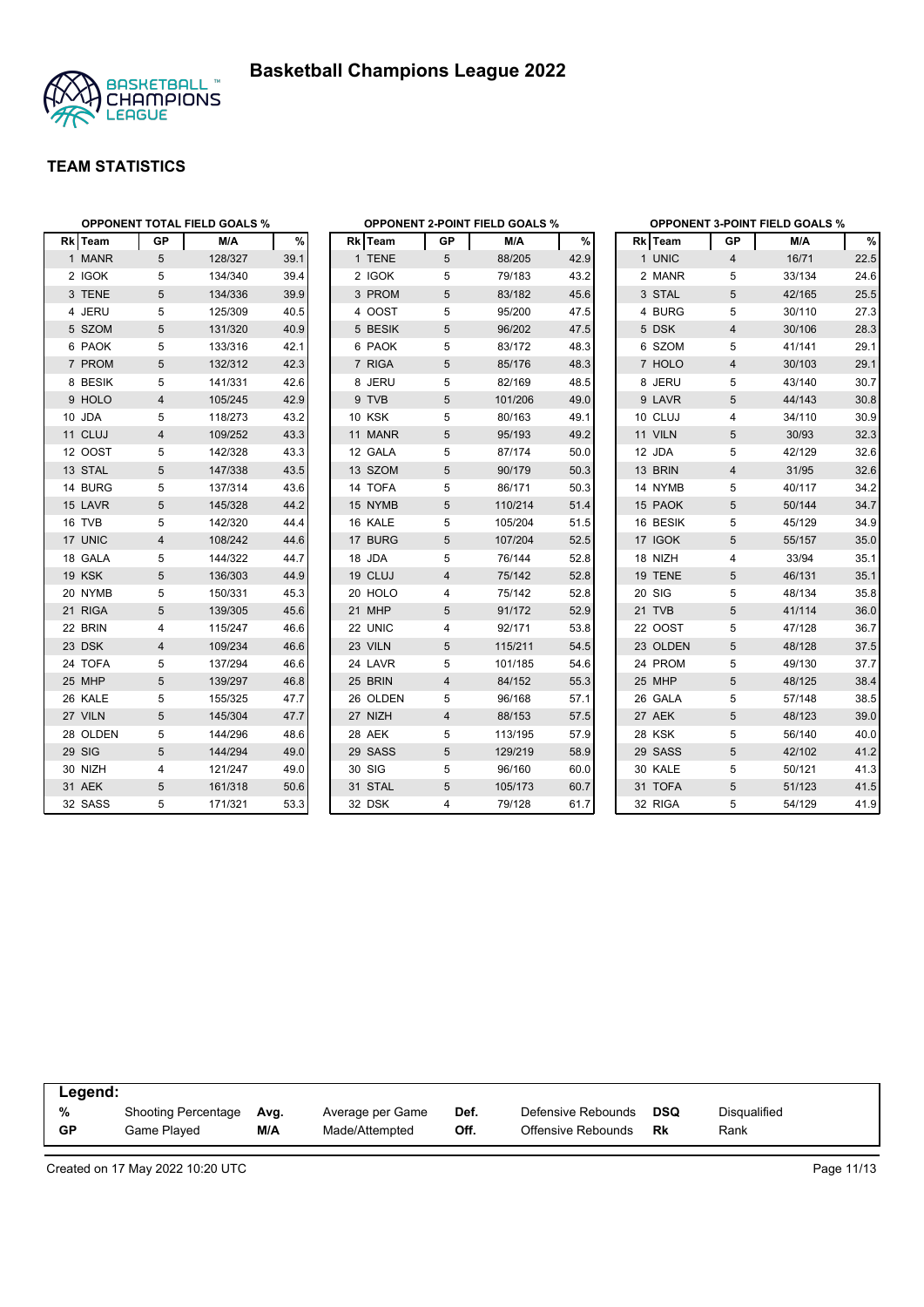# Basketball Champions League 2022

## TEAM STATISTICS

### OPPONENT TOTAL FIELD GOALS %

| Rk | Team | GP | M/A | % |
|---|---|---|---|---|
| 1 | MANR | 5 | 128/327 | 39.1 |
| 2 | IGOK | 5 | 134/340 | 39.4 |
| 3 | TENE | 5 | 134/336 | 39.9 |
| 4 | JERU | 5 | 125/309 | 40.5 |
| 5 | SZOM | 5 | 131/320 | 40.9 |
| 6 | PAOK | 5 | 133/316 | 42.1 |
| 7 | PROM | 5 | 132/312 | 42.3 |
| 8 | BESIK | 5 | 141/331 | 42.6 |
| 9 | HOLO | 4 | 105/245 | 42.9 |
| 10 | JDA | 5 | 118/273 | 43.2 |
| 11 | CLUJ | 4 | 109/252 | 43.3 |
| 12 | OOST | 5 | 142/328 | 43.3 |
| 13 | STAL | 5 | 147/338 | 43.5 |
| 14 | BURG | 5 | 137/314 | 43.6 |
| 15 | LAVR | 5 | 145/328 | 44.2 |
| 16 | TVB | 5 | 142/320 | 44.4 |
| 17 | UNIC | 4 | 108/242 | 44.6 |
| 18 | GALA | 5 | 144/322 | 44.7 |
| 19 | KSK | 5 | 136/303 | 44.9 |
| 20 | NYMB | 5 | 150/331 | 45.3 |
| 21 | RIGA | 5 | 139/305 | 45.6 |
| 22 | BRIN | 4 | 115/247 | 46.6 |
| 23 | DSK | 4 | 109/234 | 46.6 |
| 24 | TOFA | 5 | 137/294 | 46.6 |
| 25 | MHP | 5 | 139/297 | 46.8 |
| 26 | KALE | 5 | 155/325 | 47.7 |
| 27 | VILN | 5 | 145/304 | 47.7 |
| 28 | OLDEN | 5 | 144/296 | 48.6 |
| 29 | SIG | 5 | 144/294 | 49.0 |
| 30 | NIZH | 4 | 121/247 | 49.0 |
| 31 | AEK | 5 | 161/318 | 50.6 |
| 32 | SASS | 5 | 171/321 | 53.3 |

### OPPONENT 2-POINT FIELD GOALS %

| Rk | Team | GP | M/A | % |
|---|---|---|---|---|
| 1 | TENE | 5 | 88/205 | 42.9 |
| 2 | IGOK | 5 | 79/183 | 43.2 |
| 3 | PROM | 5 | 83/182 | 45.6 |
| 4 | OOST | 5 | 95/200 | 47.5 |
| 5 | BESIK | 5 | 96/202 | 47.5 |
| 6 | PAOK | 5 | 83/172 | 48.3 |
| 7 | RIGA | 5 | 85/176 | 48.3 |
| 8 | JERU | 5 | 82/169 | 48.5 |
| 9 | TVB | 5 | 101/206 | 49.0 |
| 10 | KSK | 5 | 80/163 | 49.1 |
| 11 | MANR | 5 | 95/193 | 49.2 |
| 12 | GALA | 5 | 87/174 | 50.0 |
| 13 | SZOM | 5 | 90/179 | 50.3 |
| 14 | TOFA | 5 | 86/171 | 50.3 |
| 15 | NYMB | 5 | 110/214 | 51.4 |
| 16 | KALE | 5 | 105/204 | 51.5 |
| 17 | BURG | 5 | 107/204 | 52.5 |
| 18 | JDA | 5 | 76/144 | 52.8 |
| 19 | CLUJ | 4 | 75/142 | 52.8 |
| 20 | HOLO | 4 | 75/142 | 52.8 |
| 21 | MHP | 5 | 91/172 | 52.9 |
| 22 | UNIC | 4 | 92/171 | 53.8 |
| 23 | VILN | 5 | 115/211 | 54.5 |
| 24 | LAVR | 5 | 101/185 | 54.6 |
| 25 | BRIN | 4 | 84/152 | 55.3 |
| 26 | OLDEN | 5 | 96/168 | 57.1 |
| 27 | NIZH | 4 | 88/153 | 57.5 |
| 28 | AEK | 5 | 113/195 | 57.9 |
| 29 | SASS | 5 | 129/219 | 58.9 |
| 30 | SIG | 5 | 96/160 | 60.0 |
| 31 | STAL | 5 | 105/173 | 60.7 |
| 32 | DSK | 4 | 79/128 | 61.7 |

### OPPONENT 3-POINT FIELD GOALS %

| Rk | Team | GP | M/A | % |
|---|---|---|---|---|
| 1 | UNIC | 4 | 16/71 | 22.5 |
| 2 | MANR | 5 | 33/134 | 24.6 |
| 3 | STAL | 5 | 42/165 | 25.5 |
| 4 | BURG | 5 | 30/110 | 27.3 |
| 5 | DSK | 4 | 30/106 | 28.3 |
| 6 | SZOM | 5 | 41/141 | 29.1 |
| 7 | HOLO | 4 | 30/103 | 29.1 |
| 8 | JERU | 5 | 43/140 | 30.7 |
| 9 | LAVR | 5 | 44/143 | 30.8 |
| 10 | CLUJ | 4 | 34/110 | 30.9 |
| 11 | VILN | 5 | 30/93 | 32.3 |
| 12 | JDA | 5 | 42/129 | 32.6 |
| 13 | BRIN | 4 | 31/95 | 32.6 |
| 14 | NYMB | 5 | 40/117 | 34.2 |
| 15 | PAOK | 5 | 50/144 | 34.7 |
| 16 | BESIK | 5 | 45/129 | 34.9 |
| 17 | IGOK | 5 | 55/157 | 35.0 |
| 18 | NIZH | 4 | 33/94 | 35.1 |
| 19 | TENE | 5 | 46/131 | 35.1 |
| 20 | SIG | 5 | 48/134 | 35.8 |
| 21 | TVB | 5 | 41/114 | 36.0 |
| 22 | OOST | 5 | 47/128 | 36.7 |
| 23 | OLDEN | 5 | 48/128 | 37.5 |
| 24 | PROM | 5 | 49/130 | 37.7 |
| 25 | MHP | 5 | 48/125 | 38.4 |
| 26 | GALA | 5 | 57/148 | 38.5 |
| 27 | AEK | 5 | 48/123 | 39.0 |
| 28 | KSK | 5 | 56/140 | 40.0 |
| 29 | SASS | 5 | 42/102 | 41.2 |
| 30 | KALE | 5 | 50/121 | 41.3 |
| 31 | TOFA | 5 | 51/123 | 41.5 |
| 32 | RIGA | 5 | 54/129 | 41.9 |

**Legend:**

| | | | | | | | |
|---|---|---|---|---|---|---|---|
| % | Shooting Percentage | Avg. | Average per Game | Def. | Defensive Rebounds | DSQ | Disqualified |
| GP | Game Played | M/A | Made/Attempted | Off. | Offensive Rebounds | Rk | Rank |

Created on 17 May 2022 10:20 UTC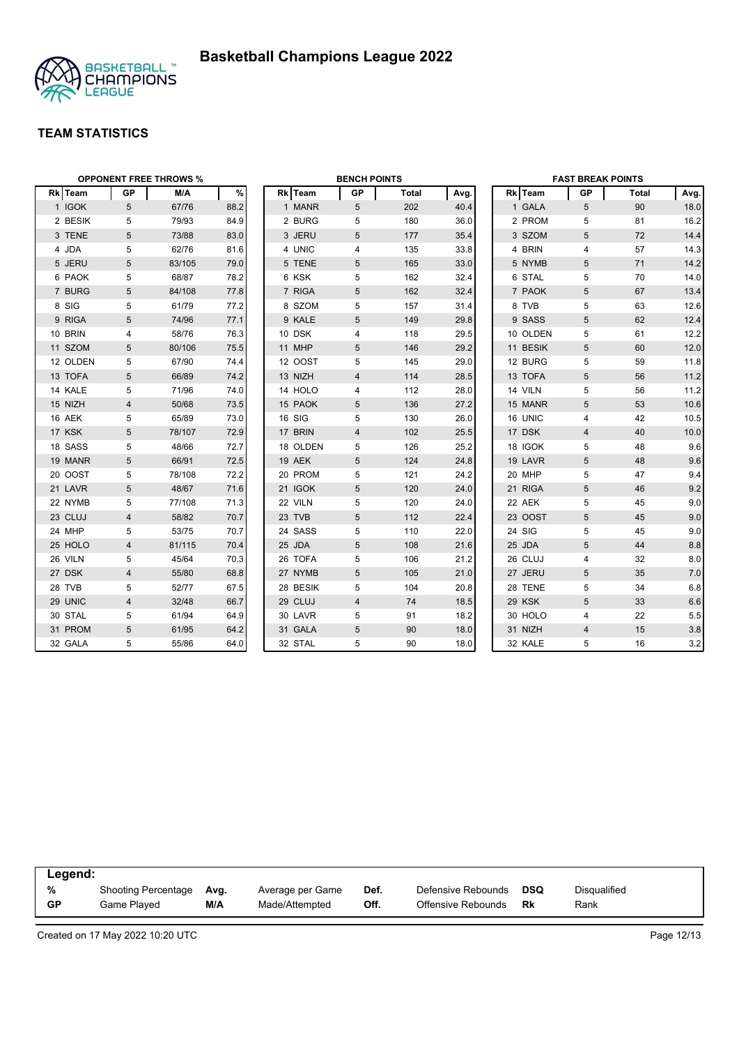# Basketball Champions League 2022

## TEAM STATISTICS

### OPPONENT FREE THROWS %

| Rk | Team | GP | M/A | % |
|---|---|---|---|---|
| 1 | IGOK | 5 | 67/76 | 88.2 |
| 2 | BESIK | 5 | 79/93 | 84.9 |
| 3 | TENE | 5 | 73/88 | 83.0 |
| 4 | JDA | 5 | 62/76 | 81.6 |
| 5 | JERU | 5 | 83/105 | 79.0 |
| 6 | PAOK | 5 | 68/87 | 78.2 |
| 7 | BURG | 5 | 84/108 | 77.8 |
| 8 | SIG | 5 | 61/79 | 77.2 |
| 9 | RIGA | 5 | 74/96 | 77.1 |
| 10 | BRIN | 4 | 58/76 | 76.3 |
| 11 | SZOM | 5 | 80/106 | 75.5 |
| 12 | OLDEN | 5 | 67/90 | 74.4 |
| 13 | TOFA | 5 | 66/89 | 74.2 |
| 14 | KALE | 5 | 71/96 | 74.0 |
| 15 | NIZH | 4 | 50/68 | 73.5 |
| 16 | AEK | 5 | 65/89 | 73.0 |
| 17 | KSK | 5 | 78/107 | 72.9 |
| 18 | SASS | 5 | 48/66 | 72.7 |
| 19 | MANR | 5 | 66/91 | 72.5 |
| 20 | OOST | 5 | 78/108 | 72.2 |
| 21 | LAVR | 5 | 48/67 | 71.6 |
| 22 | NYMB | 5 | 77/108 | 71.3 |
| 23 | CLUJ | 4 | 58/82 | 70.7 |
| 24 | MHP | 5 | 53/75 | 70.7 |
| 25 | HOLO | 4 | 81/115 | 70.4 |
| 26 | VILN | 5 | 45/64 | 70.3 |
| 27 | DSK | 4 | 55/80 | 68.8 |
| 28 | TVB | 5 | 52/77 | 67.5 |
| 29 | UNIC | 4 | 32/48 | 66.7 |
| 30 | STAL | 5 | 61/94 | 64.9 |
| 31 | PROM | 5 | 61/95 | 64.2 |
| 32 | GALA | 5 | 55/86 | 64.0 |

### BENCH POINTS

| Rk | Team | GP | Total | Avg. |
|---|---|---|---|---|
| 1 | MANR | 5 | 202 | 40.4 |
| 2 | BURG | 5 | 180 | 36.0 |
| 3 | JERU | 5 | 177 | 35.4 |
| 4 | UNIC | 4 | 135 | 33.8 |
| 5 | TENE | 5 | 165 | 33.0 |
| 6 | KSK | 5 | 162 | 32.4 |
| 7 | RIGA | 5 | 162 | 32.4 |
| 8 | SZOM | 5 | 157 | 31.4 |
| 9 | KALE | 5 | 149 | 29.8 |
| 10 | DSK | 4 | 118 | 29.5 |
| 11 | MHP | 5 | 146 | 29.2 |
| 12 | OOST | 5 | 145 | 29.0 |
| 13 | NIZH | 4 | 114 | 28.5 |
| 14 | HOLO | 4 | 112 | 28.0 |
| 15 | PAOK | 5 | 136 | 27.2 |
| 16 | SIG | 5 | 130 | 26.0 |
| 17 | BRIN | 4 | 102 | 25.5 |
| 18 | OLDEN | 5 | 126 | 25.2 |
| 19 | AEK | 5 | 124 | 24.8 |
| 20 | PROM | 5 | 121 | 24.2 |
| 21 | IGOK | 5 | 120 | 24.0 |
| 22 | VILN | 5 | 120 | 24.0 |
| 23 | TVB | 5 | 112 | 22.4 |
| 24 | SASS | 5 | 110 | 22.0 |
| 25 | JDA | 5 | 108 | 21.6 |
| 26 | TOFA | 5 | 106 | 21.2 |
| 27 | NYMB | 5 | 105 | 21.0 |
| 28 | BESIK | 5 | 104 | 20.8 |
| 29 | CLUJ | 4 | 74 | 18.5 |
| 30 | LAVR | 5 | 91 | 18.2 |
| 31 | GALA | 5 | 90 | 18.0 |
| 32 | STAL | 5 | 90 | 18.0 |

### FAST BREAK POINTS

| Rk | Team | GP | Total | Avg. |
|---|---|---|---|---|
| 1 | GALA | 5 | 90 | 18.0 |
| 2 | PROM | 5 | 81 | 16.2 |
| 3 | SZOM | 5 | 72 | 14.4 |
| 4 | BRIN | 4 | 57 | 14.3 |
| 5 | NYMB | 5 | 71 | 14.2 |
| 6 | STAL | 5 | 70 | 14.0 |
| 7 | PAOK | 5 | 67 | 13.4 |
| 8 | TVB | 5 | 63 | 12.6 |
| 9 | SASS | 5 | 62 | 12.4 |
| 10 | OLDEN | 5 | 61 | 12.2 |
| 11 | BESIK | 5 | 60 | 12.0 |
| 12 | BURG | 5 | 59 | 11.8 |
| 13 | TOFA | 5 | 56 | 11.2 |
| 14 | VILN | 5 | 56 | 11.2 |
| 15 | MANR | 5 | 53 | 10.6 |
| 16 | UNIC | 4 | 42 | 10.5 |
| 17 | DSK | 4 | 40 | 10.0 |
| 18 | IGOK | 5 | 48 | 9.6 |
| 19 | LAVR | 5 | 48 | 9.6 |
| 20 | MHP | 5 | 47 | 9.4 |
| 21 | RIGA | 5 | 46 | 9.2 |
| 22 | AEK | 5 | 45 | 9.0 |
| 23 | OOST | 5 | 45 | 9.0 |
| 24 | SIG | 5 | 45 | 9.0 |
| 25 | JDA | 5 | 44 | 8.8 |
| 26 | CLUJ | 4 | 32 | 8.0 |
| 27 | JERU | 5 | 35 | 7.0 |
| 28 | TENE | 5 | 34 | 6.8 |
| 29 | KSK | 5 | 33 | 6.6 |
| 30 | HOLO | 4 | 22 | 5.5 |
| 31 | NIZH | 4 | 15 | 3.8 |
| 32 | KALE | 5 | 16 | 3.2 |

**Legend:**

| | | | | | | | |
|---|---|---|---|---|---|---|---|
| % | Shooting Percentage | Avg. | Average per Game | Def. | Defensive Rebounds | DSQ | Disqualified |
| GP | Game Played | M/A | Made/Attempted | Off. | Offensive Rebounds | Rk | Rank |

Created on 17 May 2022 10:20 UTC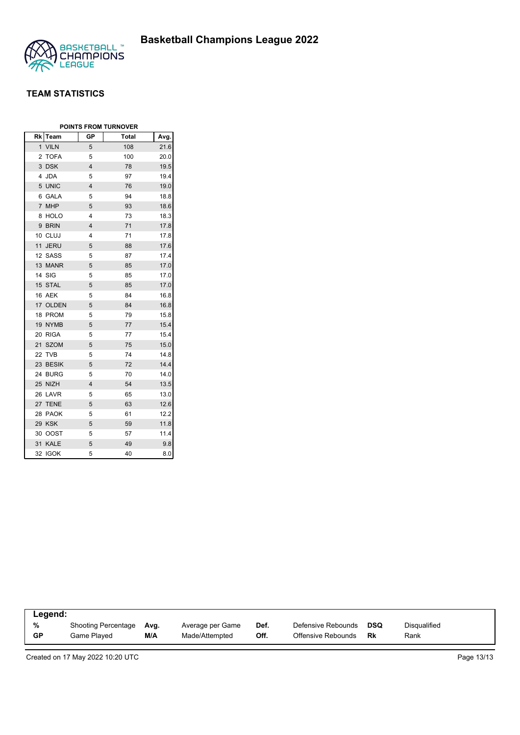# Basketball Champions League 2022

## TEAM STATISTICS

**POINTS FROM TURNOVER**

| Rk | Team | GP | Total | Avg. |
|---|---|---|---|---|
| 1 | VILN | 5 | 108 | 21.6 |
| 2 | TOFA | 5 | 100 | 20.0 |
| 3 | DSK | 4 | 78 | 19.5 |
| 4 | JDA | 5 | 97 | 19.4 |
| 5 | UNIC | 4 | 76 | 19.0 |
| 6 | GALA | 5 | 94 | 18.8 |
| 7 | MHP | 5 | 93 | 18.6 |
| 8 | HOLO | 4 | 73 | 18.3 |
| 9 | BRIN | 4 | 71 | 17.8 |
| 10 | CLUJ | 4 | 71 | 17.8 |
| 11 | JERU | 5 | 88 | 17.6 |
| 12 | SASS | 5 | 87 | 17.4 |
| 13 | MANR | 5 | 85 | 17.0 |
| 14 | SIG | 5 | 85 | 17.0 |
| 15 | STAL | 5 | 85 | 17.0 |
| 16 | AEK | 5 | 84 | 16.8 |
| 17 | OLDEN | 5 | 84 | 16.8 |
| 18 | PROM | 5 | 79 | 15.8 |
| 19 | NYMB | 5 | 77 | 15.4 |
| 20 | RIGA | 5 | 77 | 15.4 |
| 21 | SZOM | 5 | 75 | 15.0 |
| 22 | TVB | 5 | 74 | 14.8 |
| 23 | BESIK | 5 | 72 | 14.4 |
| 24 | BURG | 5 | 70 | 14.0 |
| 25 | NIZH | 4 | 54 | 13.5 |
| 26 | LAVR | 5 | 65 | 13.0 |
| 27 | TENE | 5 | 63 | 12.6 |
| 28 | PAOK | 5 | 61 | 12.2 |
| 29 | KSK | 5 | 59 | 11.8 |
| 30 | OOST | 5 | 57 | 11.4 |
| 31 | KALE | 5 | 49 | 9.8 |
| 32 | IGOK | 5 | 40 | 8.0 |

**Legend:**

| | | | | | | | |
|---|---|---|---|---|---|---|---|
| **%** | Shooting Percentage | **Avg.** | Average per Game | **Def.** | Defensive Rebounds | **DSQ** | Disqualified |
| **GP** | Game Played | **M/A** | Made/Attempted | **Off.** | Offensive Rebounds | **Rk** | Rank |

Created on 17 May 2022 10:20 UTC